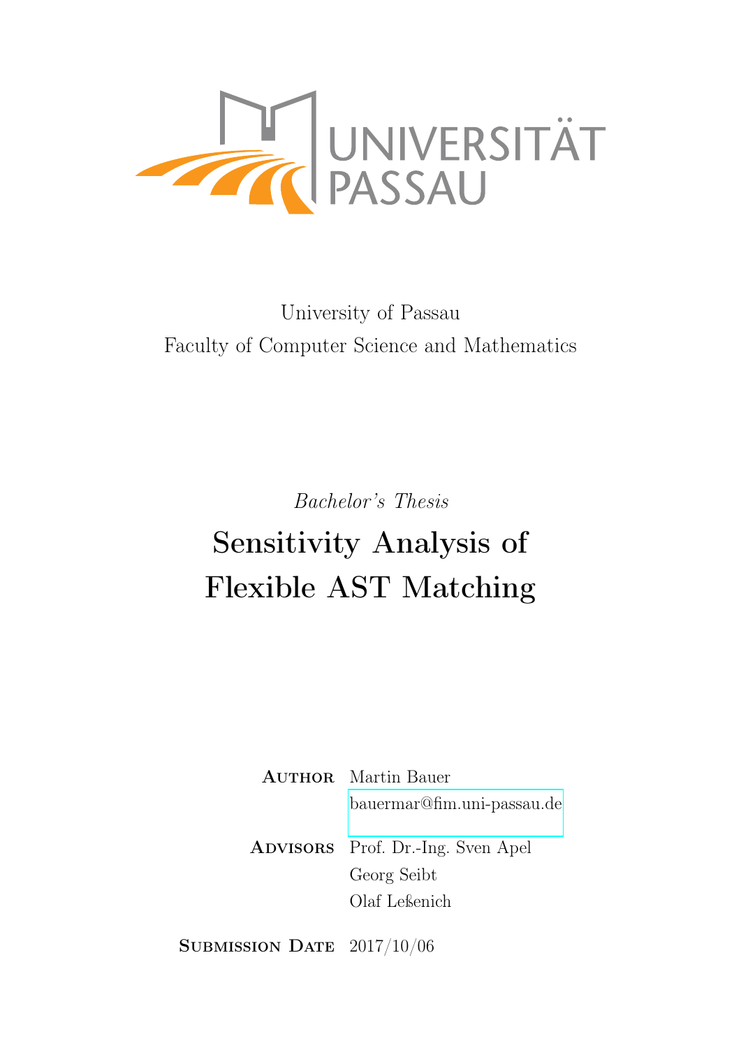University of Passau
Faculty of Computer Science and Mathematics

*Bachelor's Thesis*

# Sensitivity Analysis of Flexible AST Matching

**Author** Martin Bauer
bauermar@fim.uni-passau.de

**Advisors** Prof. Dr.-Ing. Sven Apel
Georg Seibt
Olaf Leßenich

**Submission Date** 2017/10/06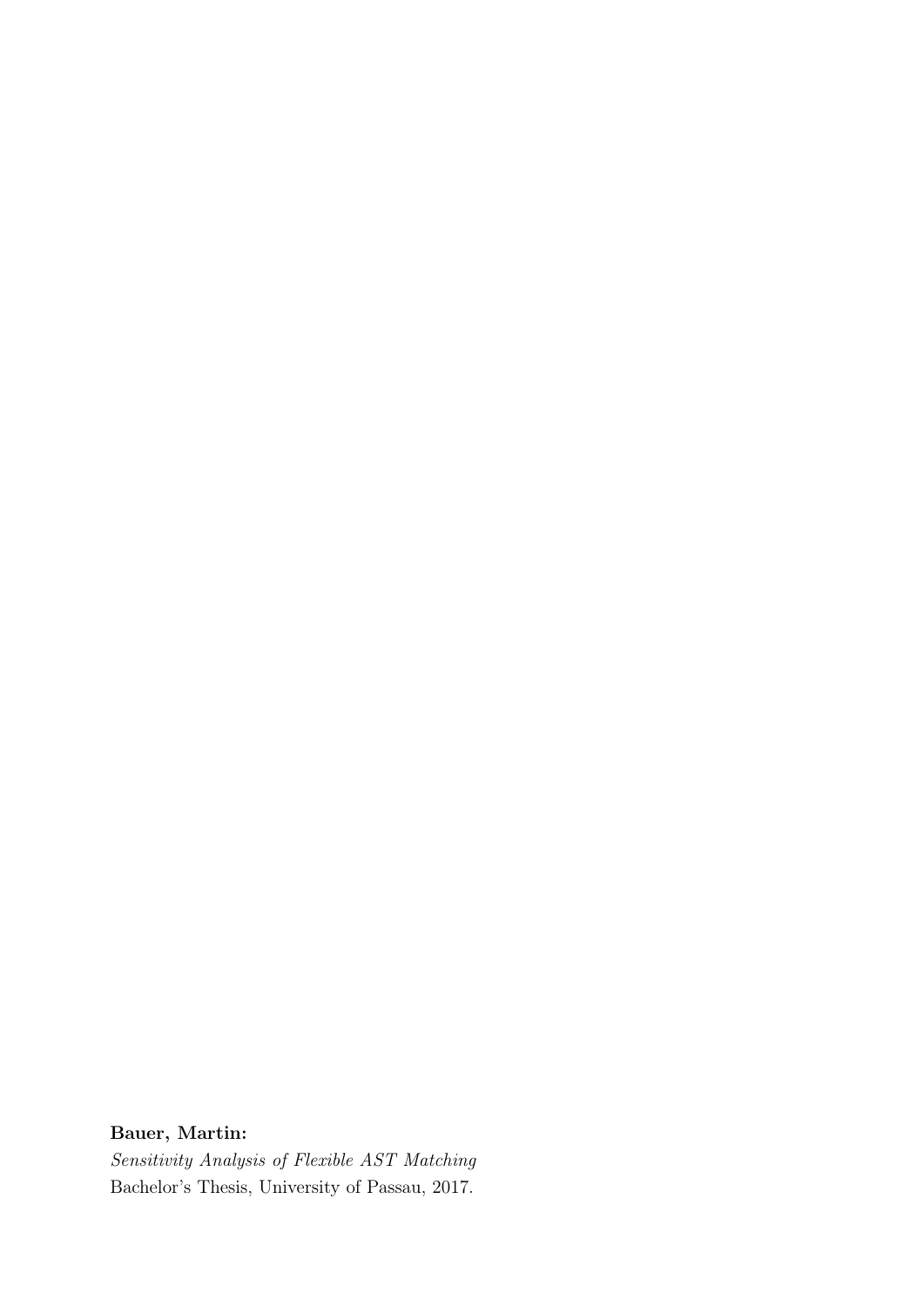**Bauer, Martin:**
*Sensitivity Analysis of Flexible AST Matching*
Bachelor's Thesis, University of Passau, 2017.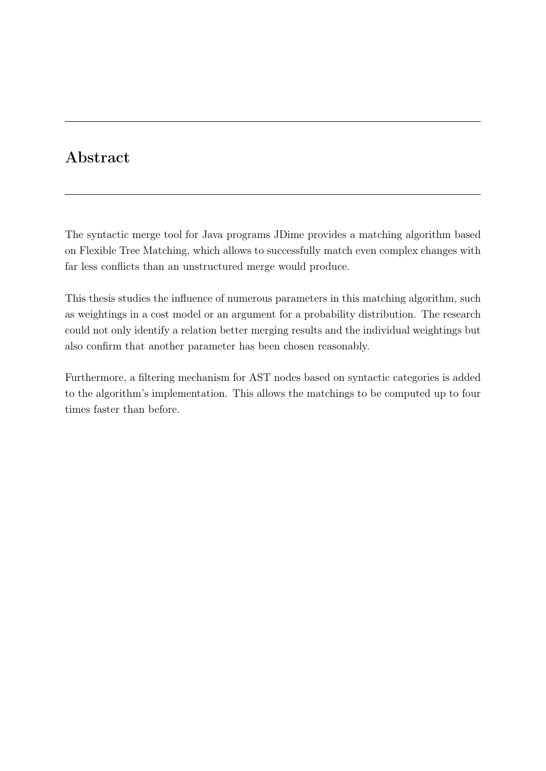## Abstract

The syntactic merge tool for Java programs JDime provides a matching algorithm based on Flexible Tree Matching, which allows to successfully match even complex changes with far less conflicts than an unstructured merge would produce.

This thesis studies the influence of numerous parameters in this matching algorithm, such as weightings in a cost model or an argument for a probability distribution. The research could not only identify a relation better merging results and the individual weightings but also confirm that another parameter has been chosen reasonably.

Furthermore, a filtering mechanism for AST nodes based on syntactic categories is added to the algorithm's implementation. This allows the matchings to be computed up to four times faster than before.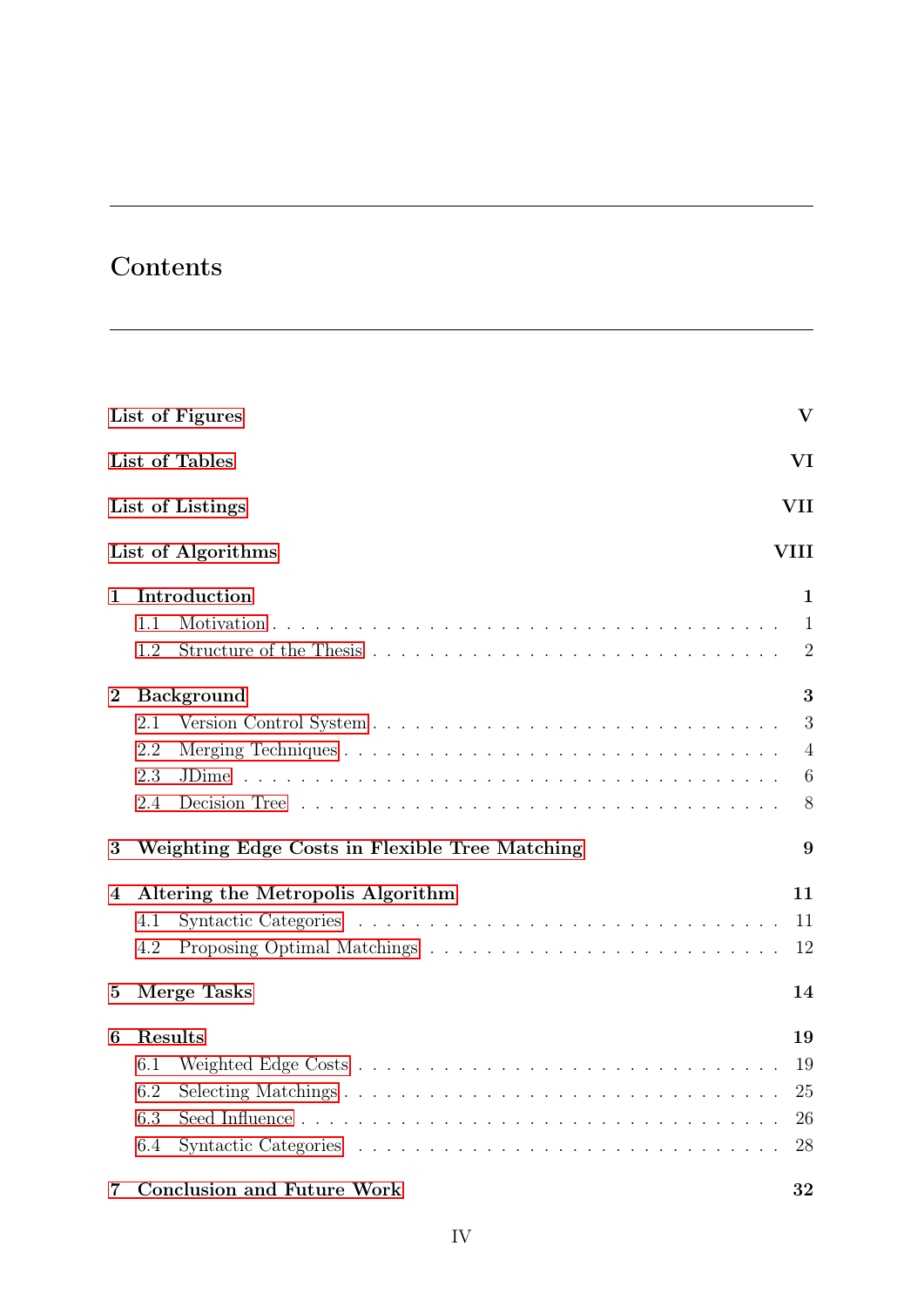# Contents

**List of Figures** **V**

**List of Tables** **VI**

**List of Listings** **VII**

**List of Algorithms** **VIII**

**1 Introduction** **1**

1.1 Motivation . . . . . . . . . . . . . . . . . . . . . . . . . . . . . . . . 1

1.2 Structure of the Thesis . . . . . . . . . . . . . . . . . . . . . . . . . . 2

**2 Background** **3**

2.1 Version Control System . . . . . . . . . . . . . . . . . . . . . . . . . 3

2.2 Merging Techniques . . . . . . . . . . . . . . . . . . . . . . . . . . . 4

2.3 JDime . . . . . . . . . . . . . . . . . . . . . . . . . . . . . . . . . . . 6

2.4 Decision Tree . . . . . . . . . . . . . . . . . . . . . . . . . . . . . . . 8

**3 Weighting Edge Costs in Flexible Tree Matching** **9**

**4 Altering the Metropolis Algorithm** **11**

4.1 Syntactic Categories . . . . . . . . . . . . . . . . . . . . . . . . . . . 11

4.2 Proposing Optimal Matchings . . . . . . . . . . . . . . . . . . . . . . 12

**5 Merge Tasks** **14**

**6 Results** **19**

6.1 Weighted Edge Costs . . . . . . . . . . . . . . . . . . . . . . . . . . . 19

6.2 Selecting Matchings . . . . . . . . . . . . . . . . . . . . . . . . . . . 25

6.3 Seed Influence . . . . . . . . . . . . . . . . . . . . . . . . . . . . . . . 26

6.4 Syntactic Categories . . . . . . . . . . . . . . . . . . . . . . . . . . . 28

**7 Conclusion and Future Work** **32**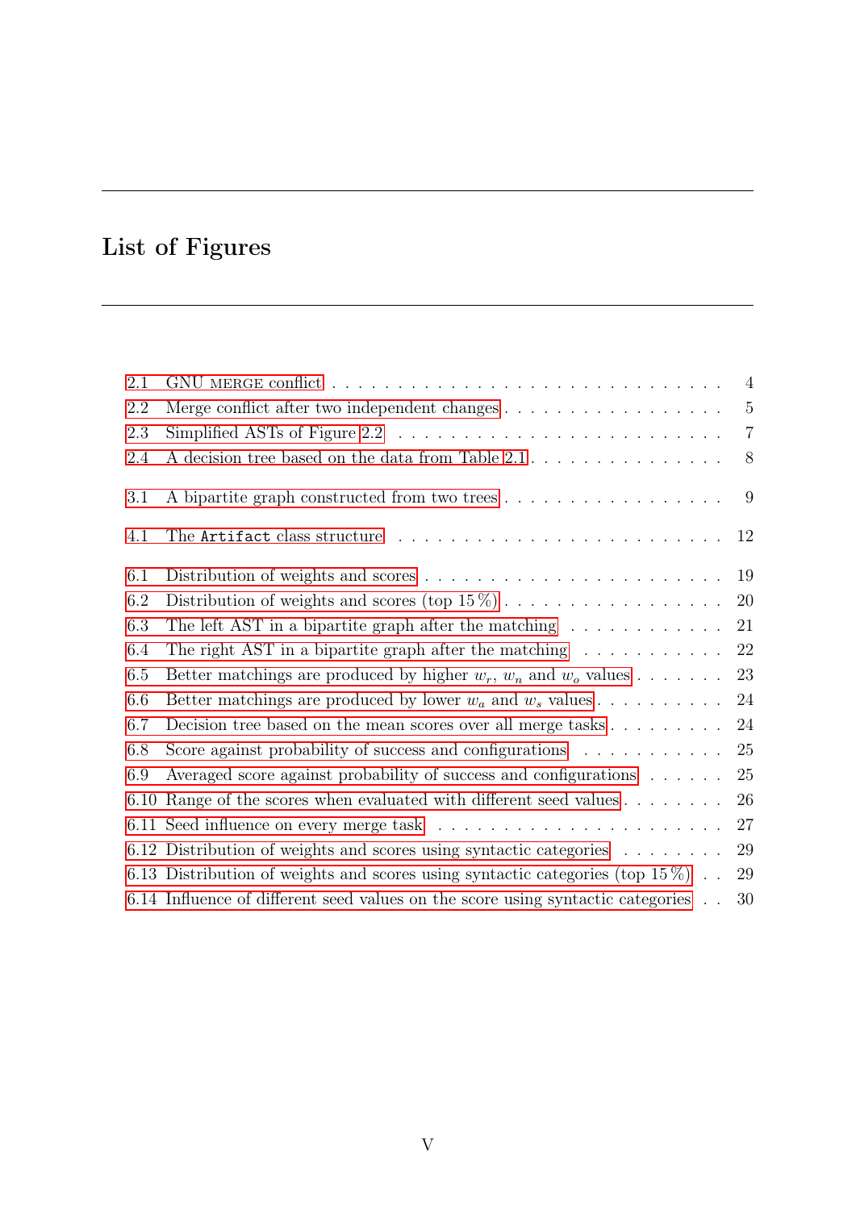# List of Figures

2.1 GNU MERGE conflict . . . . . . . . . . . . . . . . . . . . . . . . . . . . . 4
2.2 Merge conflict after two independent changes . . . . . . . . . . . . . . . . 5
2.3 Simplified ASTs of Figure 2.2 . . . . . . . . . . . . . . . . . . . . . . . . 7
2.4 A decision tree based on the data from Table 2.1 . . . . . . . . . . . . . . . 8

3.1 A bipartite graph constructed from two trees . . . . . . . . . . . . . . . . 9

4.1 The `Artifact` class structure . . . . . . . . . . . . . . . . . . . . . . . . 12

6.1 Distribution of weights and scores . . . . . . . . . . . . . . . . . . . . . . 19
6.2 Distribution of weights and scores (top 15 %) . . . . . . . . . . . . . . . . 20
6.3 The left AST in a bipartite graph after the matching . . . . . . . . . . . . 21
6.4 The right AST in a bipartite graph after the matching . . . . . . . . . . . 22
6.5 Better matchings are produced by higher $w_r$, $w_n$ and $w_o$ values . . . . . . . 23
6.6 Better matchings are produced by lower $w_a$ and $w_s$ values . . . . . . . . . . 24
6.7 Decision tree based on the mean scores over all merge tasks . . . . . . . . . 24
6.8 Score against probability of success and configurations . . . . . . . . . . . 25
6.9 Averaged score against probability of success and configurations . . . . . . 25
6.10 Range of the scores when evaluated with different seed values . . . . . . . . 26
6.11 Seed influence on every merge task . . . . . . . . . . . . . . . . . . . . . 27
6.12 Distribution of weights and scores using syntactic categories . . . . . . . . 29
6.13 Distribution of weights and scores using syntactic categories (top 15 %) . . 29
6.14 Influence of different seed values on the score using syntactic categories . . 30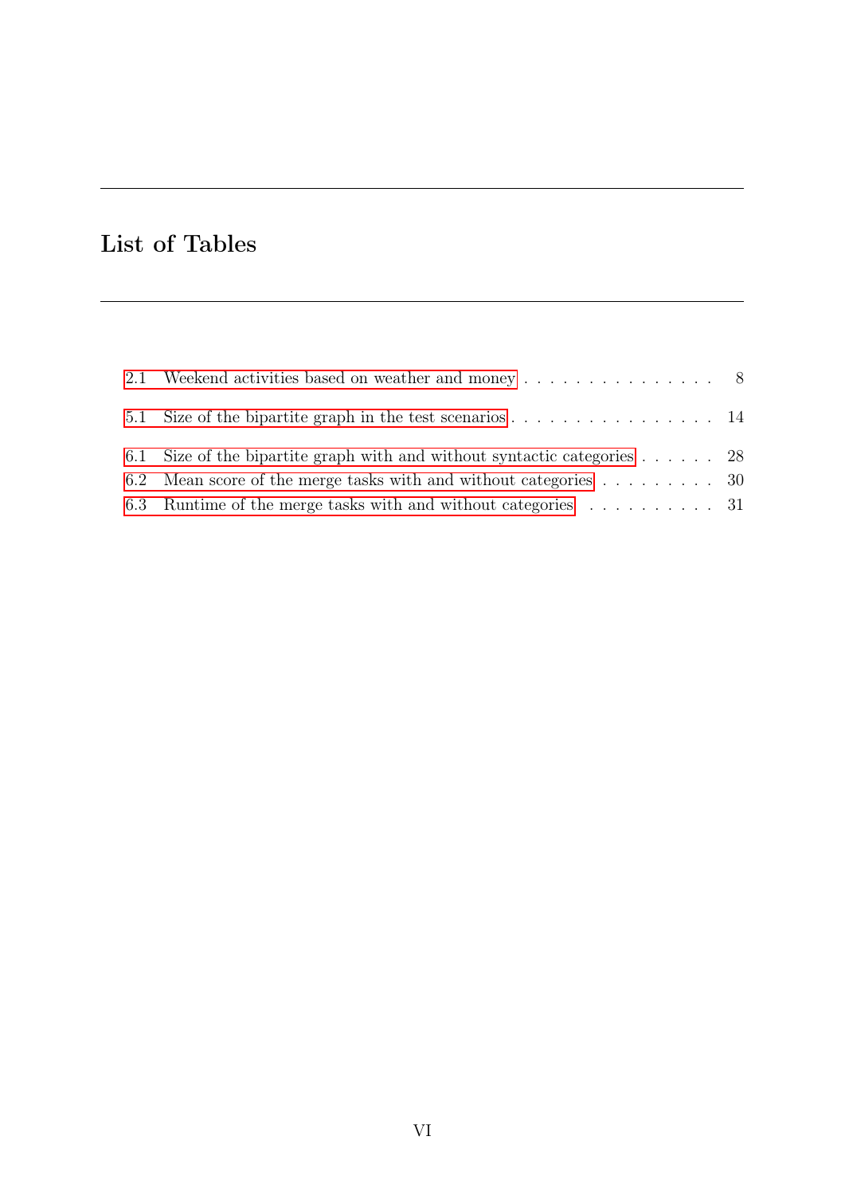# List of Tables

2.1 Weekend activities based on weather and money . . . . . . . . . . . . . . . . 8

5.1 Size of the bipartite graph in the test scenarios . . . . . . . . . . . . . . . . . 14

6.1 Size of the bipartite graph with and without syntactic categories . . . . . . 28
6.2 Mean score of the merge tasks with and without categories . . . . . . . . . . 30
6.3 Runtime of the merge tasks with and without categories . . . . . . . . . . . 31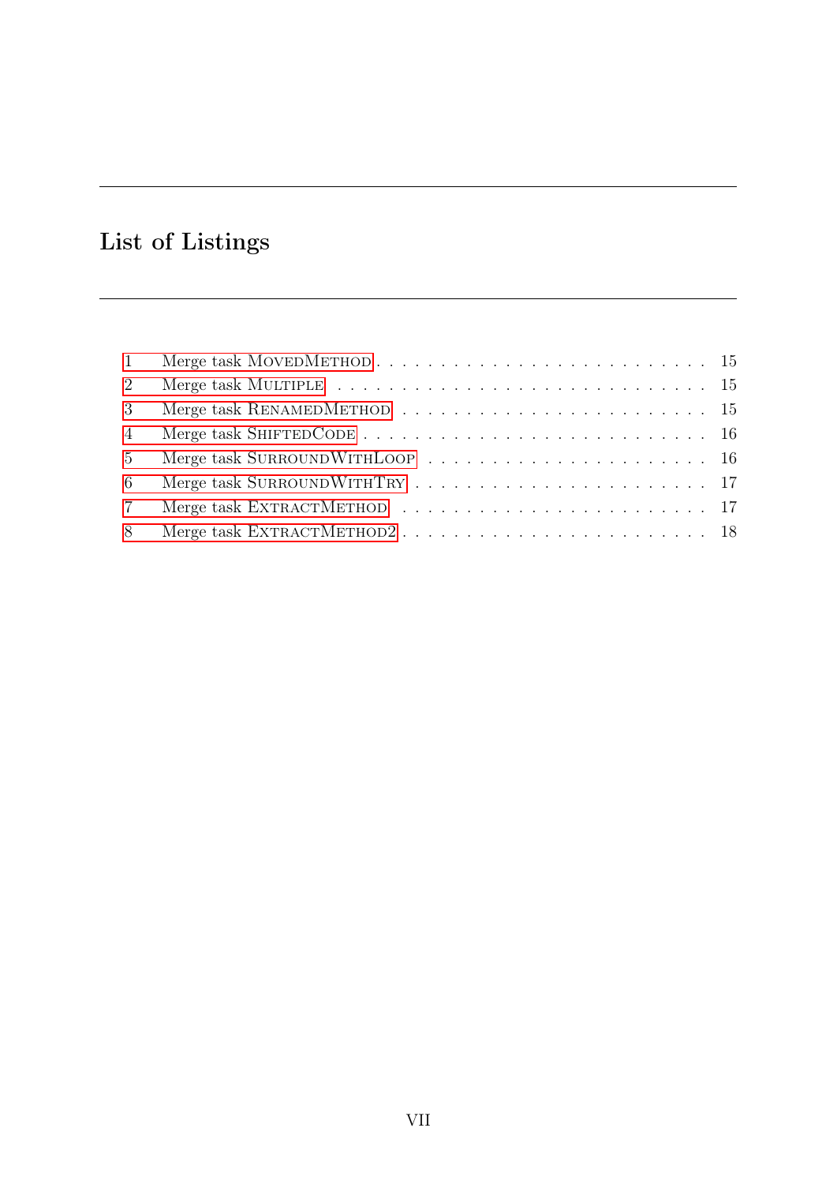# List of Listings

| | | |
|---|---|---|
| 1 | Merge task MovedMethod | 15 |
| 2 | Merge task Multiple | 15 |
| 3 | Merge task RenamedMethod | 15 |
| 4 | Merge task ShiftedCode | 16 |
| 5 | Merge task SurroundWithLoop | 16 |
| 6 | Merge task SurroundWithTry | 17 |
| 7 | Merge task ExtractMethod | 17 |
| 8 | Merge task ExtractMethod2 | 18 |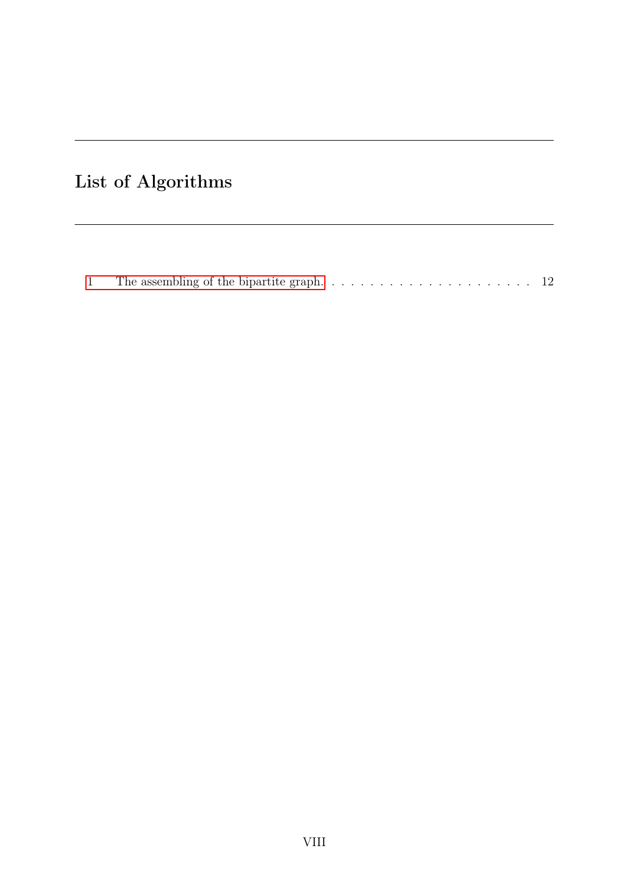# List of Algorithms

1 The assembling of the bipartite graph. . . . . . . . . . . . . . . . . . . . . . . 12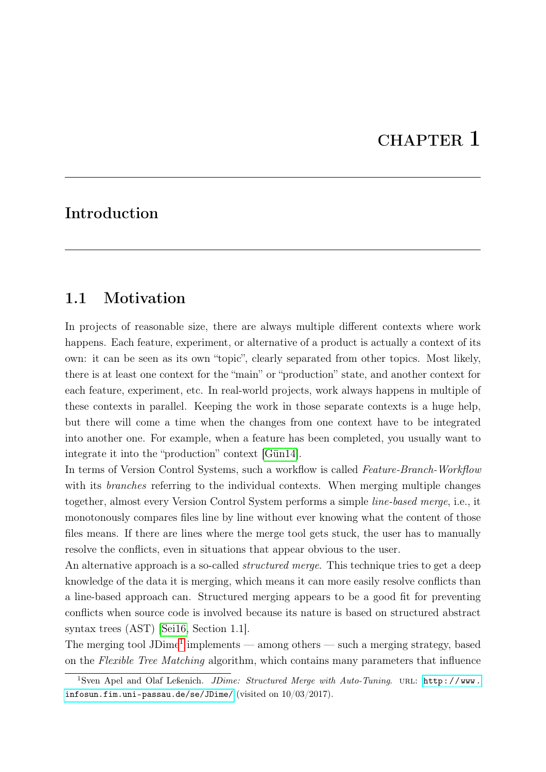# CHAPTER 1

## Introduction

### 1.1 Motivation

In projects of reasonable size, there are always multiple different contexts where work happens. Each feature, experiment, or alternative of a product is actually a context of its own: it can be seen as its own "topic", clearly separated from other topics. Most likely, there is at least one context for the "main" or "production" state, and another context for each feature, experiment, etc. In real-world projects, work always happens in multiple of these contexts in parallel. Keeping the work in those separate contexts is a huge help, but there will come a time when the changes from one context have to be integrated into another one. For example, when a feature has been completed, you usually want to integrate it into the "production" context [Gün14].

In terms of Version Control Systems, such a workflow is called *Feature-Branch-Workflow* with its *branches* referring to the individual contexts. When merging multiple changes together, almost every Version Control System performs a simple *line-based merge*, i.e., it monotonously compares files line by line without ever knowing what the content of those files means. If there are lines where the merge tool gets stuck, the user has to manually resolve the conflicts, even in situations that appear obvious to the user.

An alternative approach is a so-called *structured merge*. This technique tries to get a deep knowledge of the data it is merging, which means it can more easily resolve conflicts than a line-based approach can. Structured merging appears to be a good fit for preventing conflicts when source code is involved because its nature is based on structured abstract syntax trees (AST) [Sei16, Section 1.1].

The merging tool JDime[1] implements — among others — such a merging strategy, based on the *Flexible Tree Matching* algorithm, which contains many parameters that influence

[1] Sven Apel and Olaf Leßenich. *JDime: Structured Merge with Auto-Tuning*. URL: http://www.infosun.fim.uni-passau.de/se/JDime/ (visited on 10/03/2017).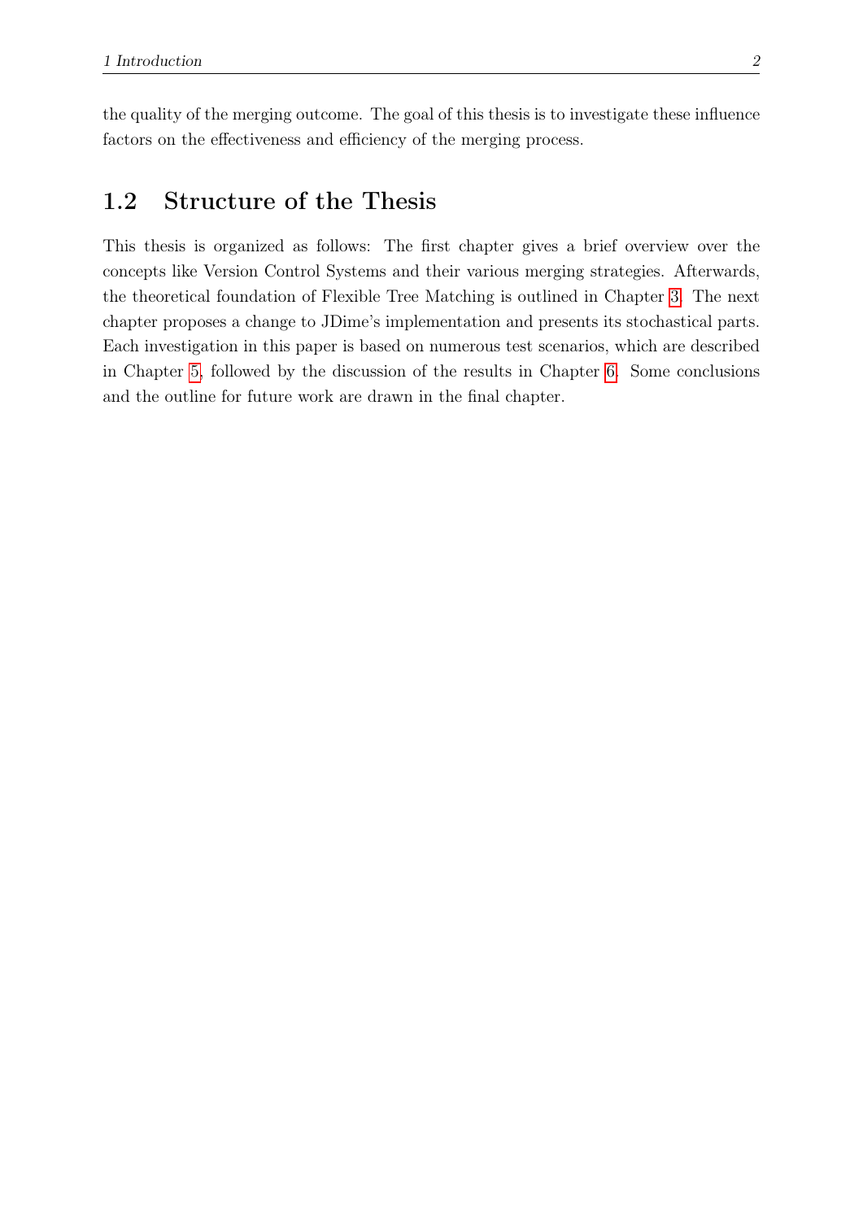the quality of the merging outcome. The goal of this thesis is to investigate these influence factors on the effectiveness and efficiency of the merging process.

## 1.2 Structure of the Thesis

This thesis is organized as follows: The first chapter gives a brief overview over the concepts like Version Control Systems and their various merging strategies. Afterwards, the theoretical foundation of Flexible Tree Matching is outlined in Chapter 3. The next chapter proposes a change to JDime's implementation and presents its stochastical parts. Each investigation in this paper is based on numerous test scenarios, which are described in Chapter 5, followed by the discussion of the results in Chapter 6. Some conclusions and the outline for future work are drawn in the final chapter.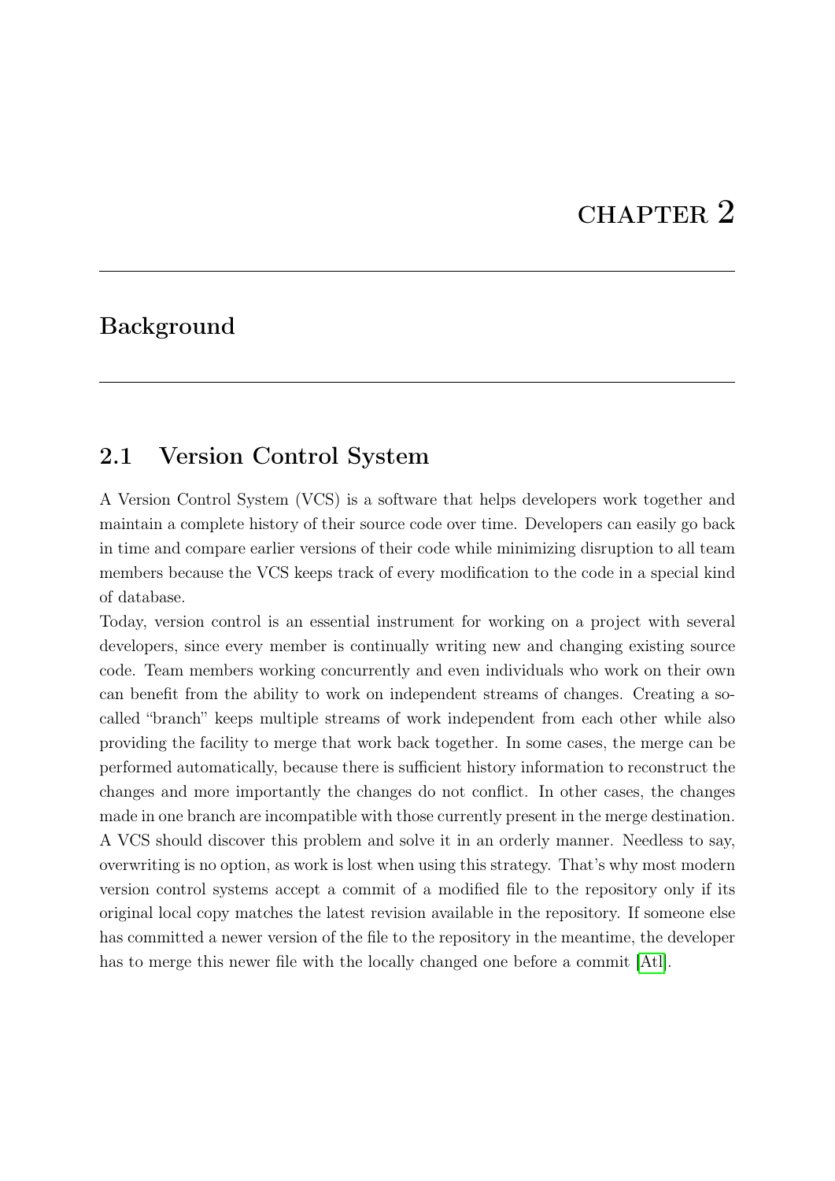# CHAPTER 2

## Background

### 2.1 Version Control System

A Version Control System (VCS) is a software that helps developers work together and maintain a complete history of their source code over time. Developers can easily go back in time and compare earlier versions of their code while minimizing disruption to all team members because the VCS keeps track of every modification to the code in a special kind of database.

Today, version control is an essential instrument for working on a project with several developers, since every member is continually writing new and changing existing source code. Team members working concurrently and even individuals who work on their own can benefit from the ability to work on independent streams of changes. Creating a so-called "branch" keeps multiple streams of work independent from each other while also providing the facility to merge that work back together. In some cases, the merge can be performed automatically, because there is sufficient history information to reconstruct the changes and more importantly the changes do not conflict. In other cases, the changes made in one branch are incompatible with those currently present in the merge destination. A VCS should discover this problem and solve it in an orderly manner. Needless to say, overwriting is no option, as work is lost when using this strategy. That's why most modern version control systems accept a commit of a modified file to the repository only if its original local copy matches the latest revision available in the repository. If someone else has committed a newer version of the file to the repository in the meantime, the developer has to merge this newer file with the locally changed one before a commit [Atl].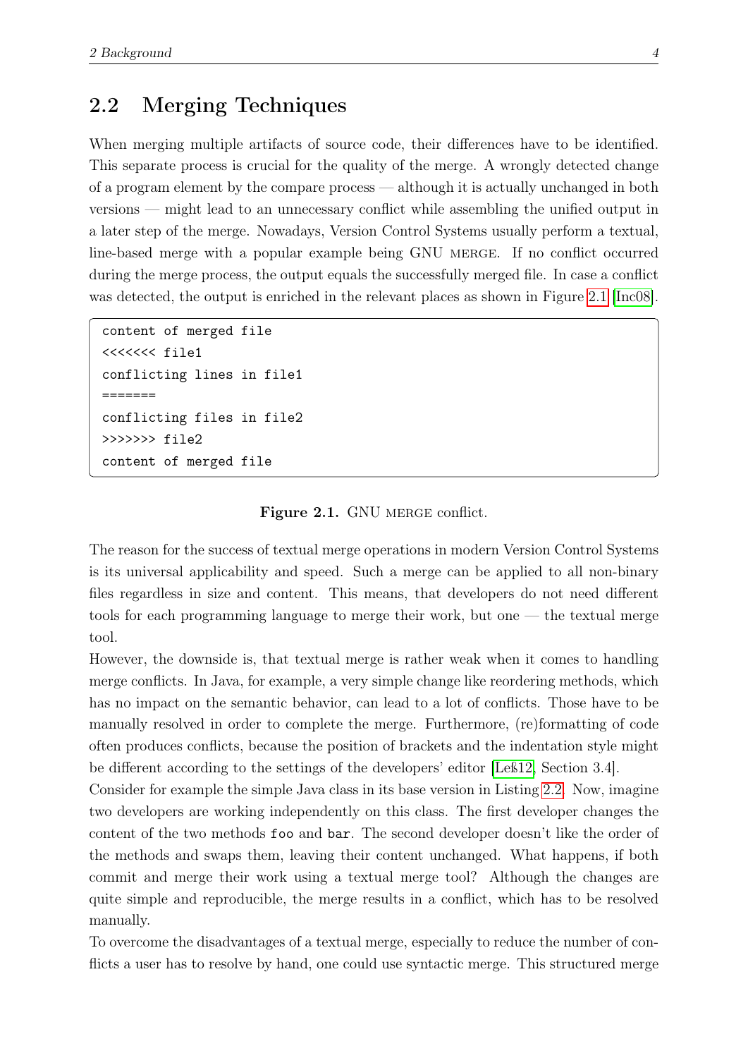## 2.2 Merging Techniques

When merging multiple artifacts of source code, their differences have to be identified. This separate process is crucial for the quality of the merge. A wrongly detected change of a program element by the compare process — although it is actually unchanged in both versions — might lead to an unnecessary conflict while assembling the unified output in a later step of the merge. Nowadays, Version Control Systems usually perform a textual, line-based merge with a popular example being GNU MERGE. If no conflict occurred during the merge process, the output equals the successfully merged file. In case a conflict was detected, the output is enriched in the relevant places as shown in Figure 2.1 [Inc08].

```
content of merged file
<<<<<<< file1
conflicting lines in file1
=======
conflicting files in file2
>>>>>>> file2
content of merged file
```

**Figure 2.1.** GNU MERGE conflict.

The reason for the success of textual merge operations in modern Version Control Systems is its universal applicability and speed. Such a merge can be applied to all non-binary files regardless in size and content. This means, that developers do not need different tools for each programming language to merge their work, but one — the textual merge tool.

However, the downside is, that textual merge is rather weak when it comes to handling merge conflicts. In Java, for example, a very simple change like reordering methods, which has no impact on the semantic behavior, can lead to a lot of conflicts. Those have to be manually resolved in order to complete the merge. Furthermore, (re)formatting of code often produces conflicts, because the position of brackets and the indentation style might be different according to the settings of the developers' editor [Leß12, Section 3.4].

Consider for example the simple Java class in its base version in Listing 2.2. Now, imagine two developers are working independently on this class. The first developer changes the content of the two methods `foo` and `bar`. The second developer doesn't like the order of the methods and swaps them, leaving their content unchanged. What happens, if both commit and merge their work using a textual merge tool? Although the changes are quite simple and reproducible, the merge results in a conflict, which has to be resolved manually.

To overcome the disadvantages of a textual merge, especially to reduce the number of conflicts a user has to resolve by hand, one could use syntactic merge. This structured merge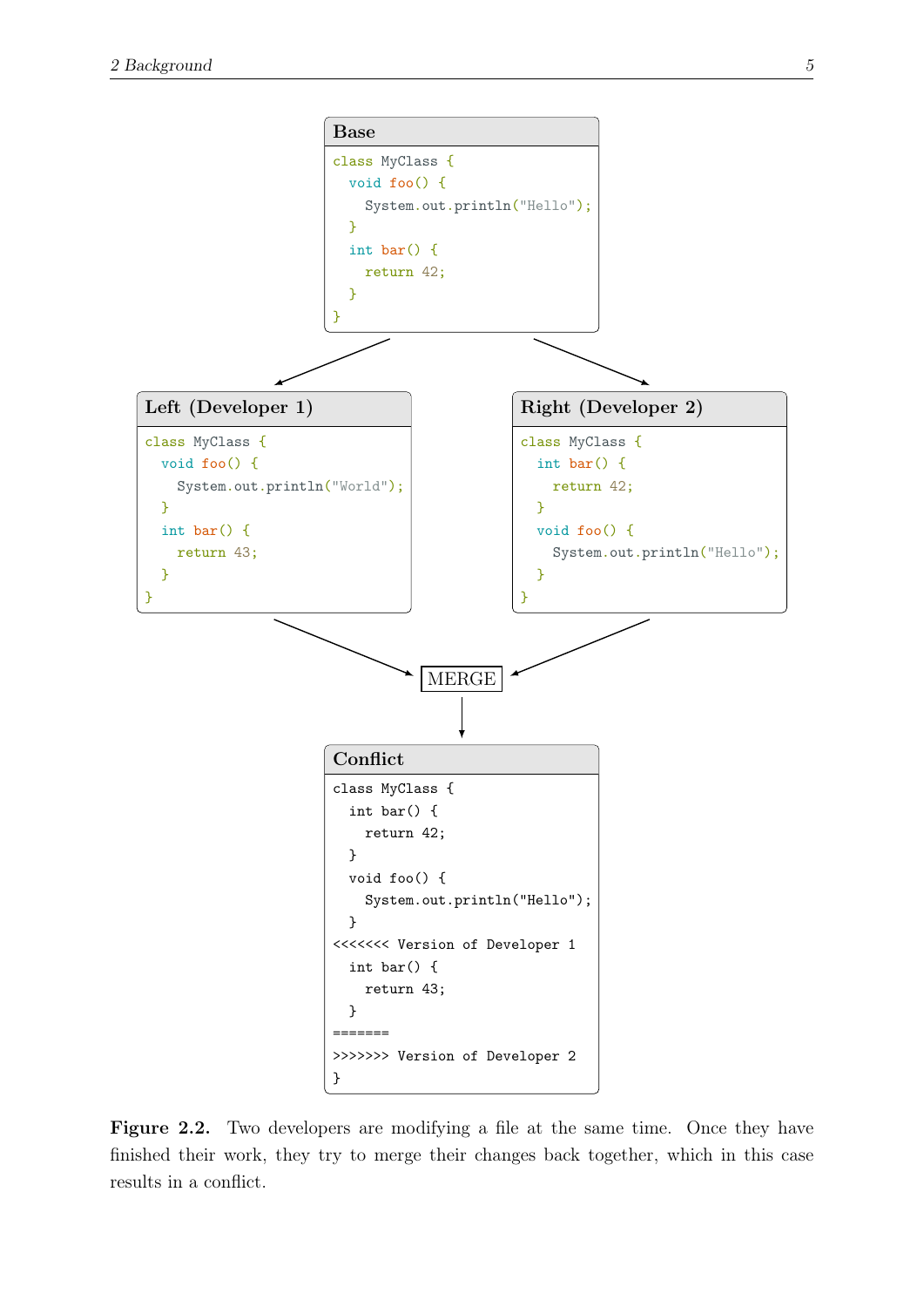**Base**

```
class MyClass {
  void foo() {
    System.out.println("Hello");
  }
  int bar() {
    return 42;
  }
}
```

**Left (Developer 1)**

```
class MyClass {
  void foo() {
    System.out.println("World");
  }
  int bar() {
    return 43;
  }
}
```

**Right (Developer 2)**

```
class MyClass {
  int bar() {
    return 42;
  }
  void foo() {
    System.out.println("Hello");
  }
}
```

MERGE

**Conflict**

```
class MyClass {
  int bar() {
    return 42;
  }
  void foo() {
    System.out.println("Hello");
  }
<<<<<<< Version of Developer 1
  int bar() {
    return 43;
  }
=======
>>>>>>> Version of Developer 2
}
```

**Figure 2.2.** Two developers are modifying a file at the same time. Once they have finished their work, they try to merge their changes back together, which in this case results in a conflict.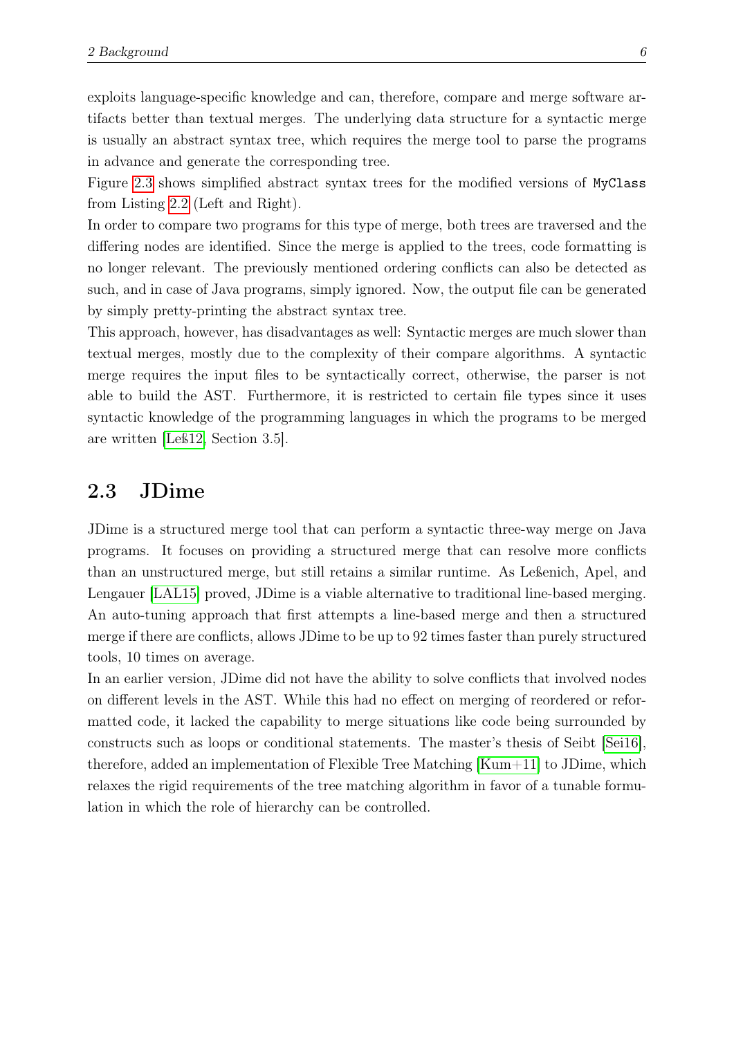exploits language-specific knowledge and can, therefore, compare and merge software artifacts better than textual merges. The underlying data structure for a syntactic merge is usually an abstract syntax tree, which requires the merge tool to parse the programs in advance and generate the corresponding tree.

Figure 2.3 shows simplified abstract syntax trees for the modified versions of `MyClass` from Listing 2.2 (Left and Right).

In order to compare two programs for this type of merge, both trees are traversed and the differing nodes are identified. Since the merge is applied to the trees, code formatting is no longer relevant. The previously mentioned ordering conflicts can also be detected as such, and in case of Java programs, simply ignored. Now, the output file can be generated by simply pretty-printing the abstract syntax tree.

This approach, however, has disadvantages as well: Syntactic merges are much slower than textual merges, mostly due to the complexity of their compare algorithms. A syntactic merge requires the input files to be syntactically correct, otherwise, the parser is not able to build the AST. Furthermore, it is restricted to certain file types since it uses syntactic knowledge of the programming languages in which the programs to be merged are written [Leß12, Section 3.5].

## 2.3 JDime

JDime is a structured merge tool that can perform a syntactic three-way merge on Java programs. It focuses on providing a structured merge that can resolve more conflicts than an unstructured merge, but still retains a similar runtime. As Leßenich, Apel, and Lengauer [LAL15] proved, JDime is a viable alternative to traditional line-based merging. An auto-tuning approach that first attempts a line-based merge and then a structured merge if there are conflicts, allows JDime to be up to 92 times faster than purely structured tools, 10 times on average.

In an earlier version, JDime did not have the ability to solve conflicts that involved nodes on different levels in the AST. While this had no effect on merging of reordered or reformatted code, it lacked the capability to merge situations like code being surrounded by constructs such as loops or conditional statements. The master's thesis of Seibt [Sei16], therefore, added an implementation of Flexible Tree Matching [Kum+11] to JDime, which relaxes the rigid requirements of the tree matching algorithm in favor of a tunable formulation in which the role of hierarchy can be controlled.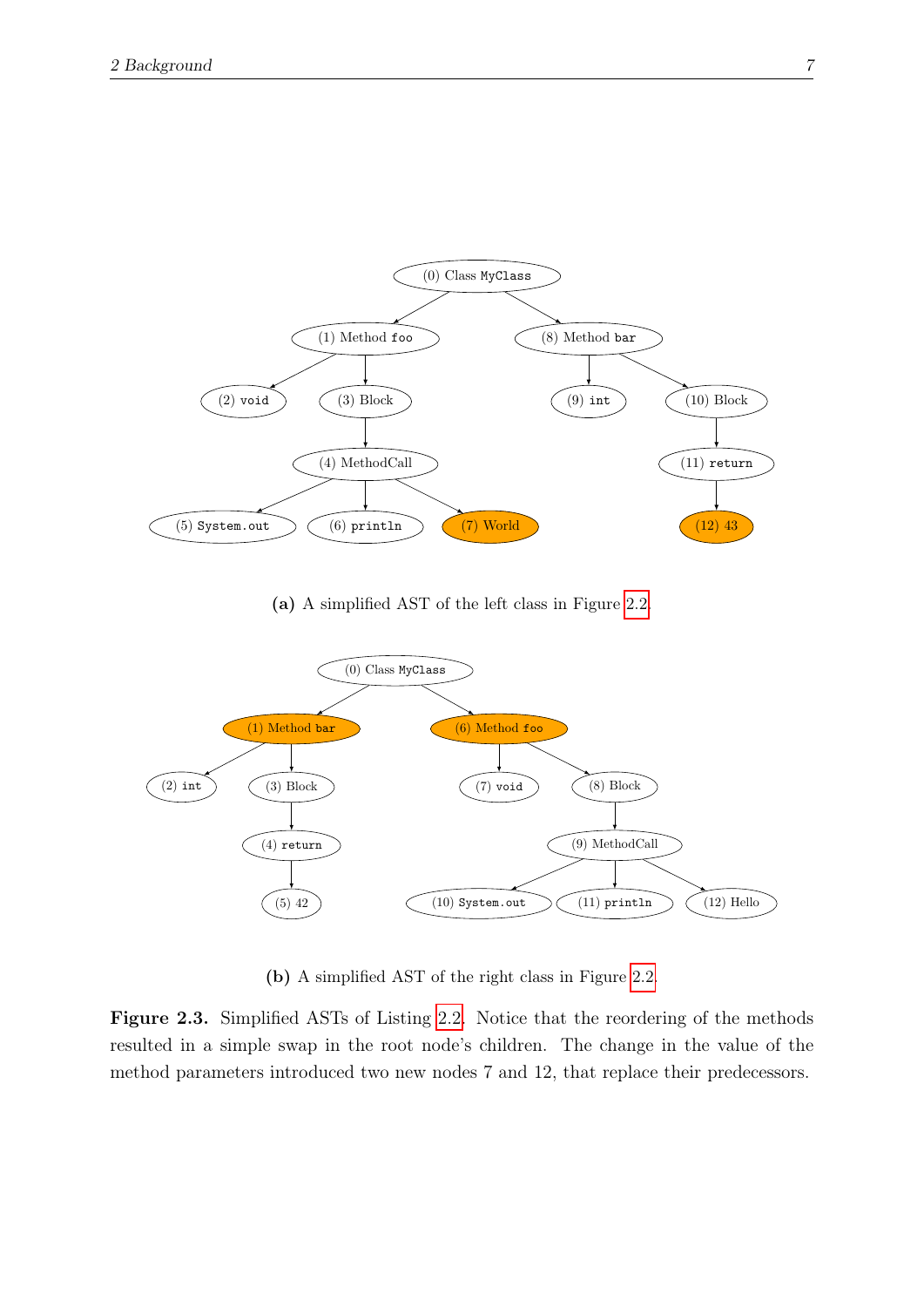(a) A simplified AST of the left class in Figure 2.2.

(b) A simplified AST of the right class in Figure 2.2.

**Figure 2.3.** Simplified ASTs of Listing 2.2. Notice that the reordering of the methods resulted in a simple swap in the root node's children. The change in the value of the method parameters introduced two new nodes 7 and 12, that replace their predecessors.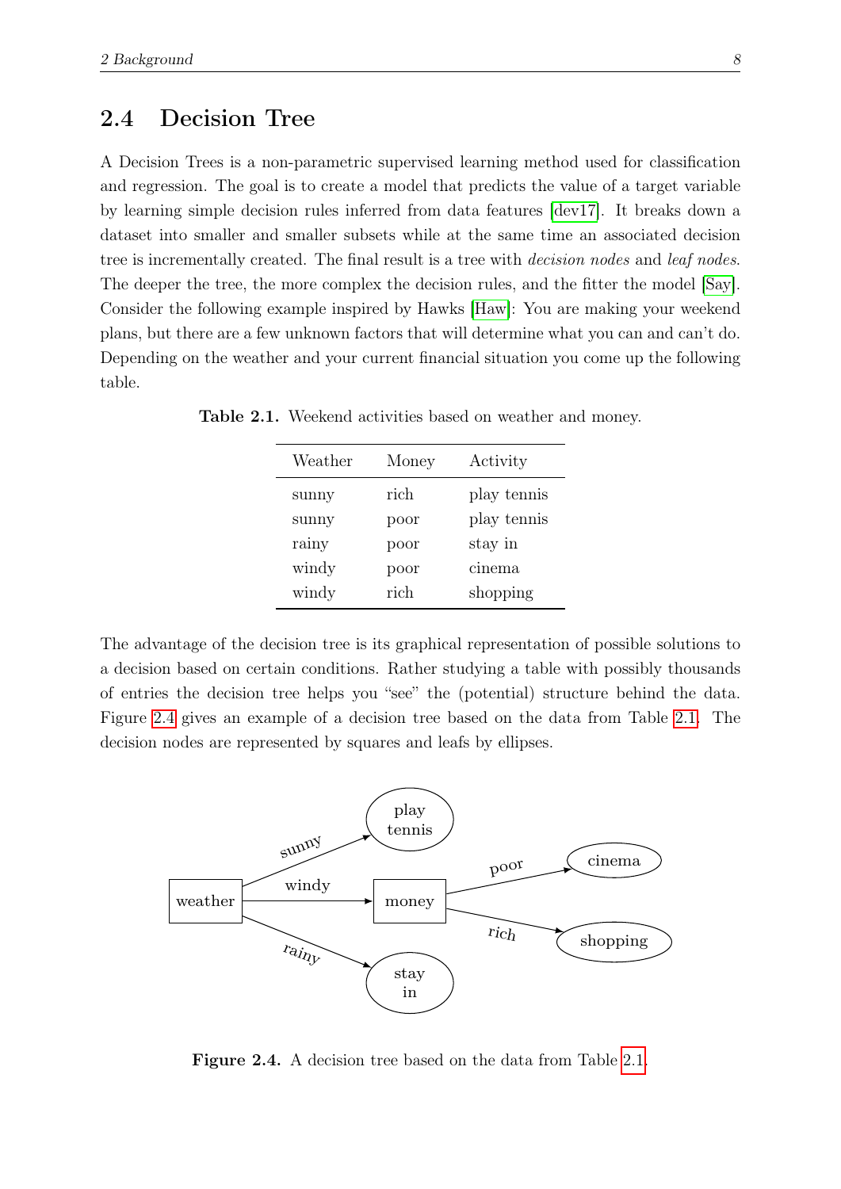## 2.4 Decision Tree

A Decision Trees is a non-parametric supervised learning method used for classification and regression. The goal is to create a model that predicts the value of a target variable by learning simple decision rules inferred from data features [dev17]. It breaks down a dataset into smaller and smaller subsets while at the same time an associated decision tree is incrementally created. The final result is a tree with *decision nodes* and *leaf nodes*. The deeper the tree, the more complex the decision rules, and the fitter the model [Say]. Consider the following example inspired by Hawks [Haw]: You are making your weekend plans, but there are a few unknown factors that will determine what you can and can't do. Depending on the weather and your current financial situation you come up the following table.

**Table 2.1.** Weekend activities based on weather and money.

| Weather | Money | Activity |
|---|---|---|
| sunny | rich | play tennis |
| sunny | poor | play tennis |
| rainy | poor | stay in |
| windy | poor | cinema |
| windy | rich | shopping |

The advantage of the decision tree is its graphical representation of possible solutions to a decision based on certain conditions. Rather studying a table with possibly thousands of entries the decision tree helps you "see" the (potential) structure behind the data. Figure 2.4 gives an example of a decision tree based on the data from Table 2.1. The decision nodes are represented by squares and leafs by ellipses.

**Figure 2.4.** A decision tree based on the data from Table 2.1.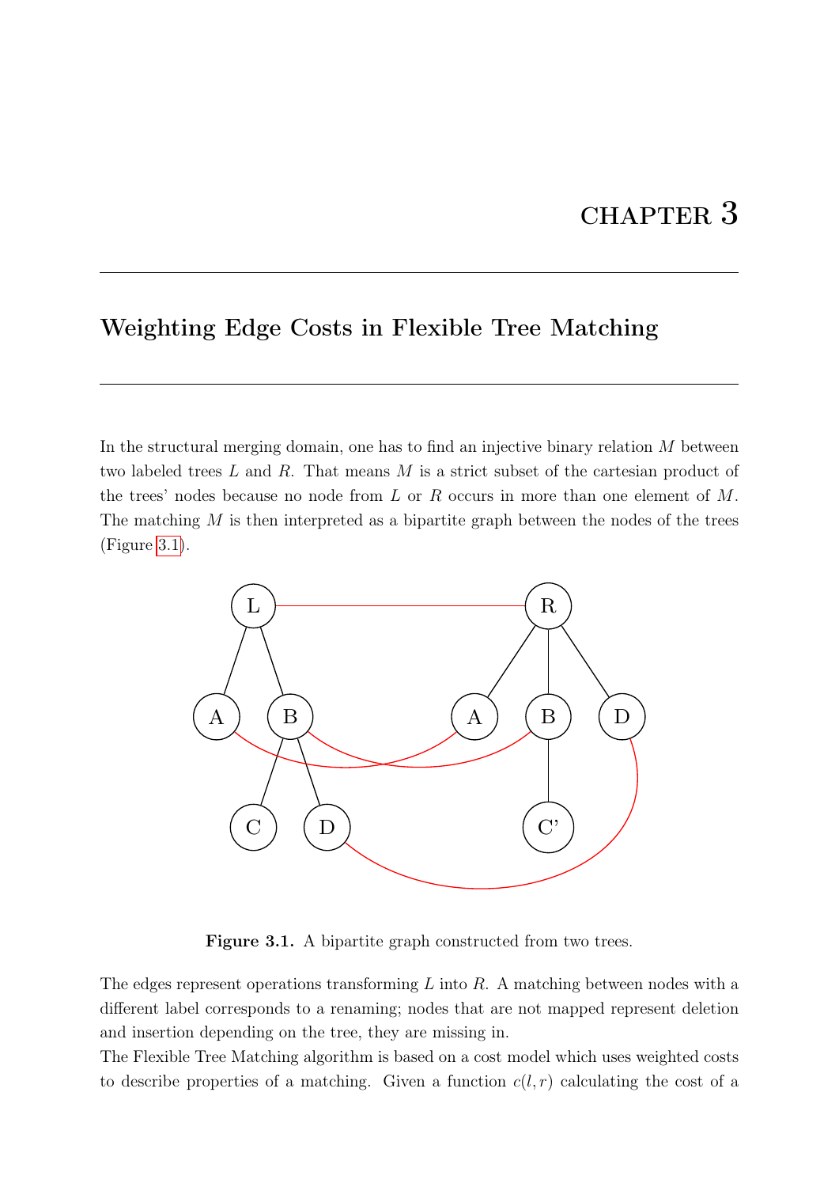# CHAPTER 3

## Weighting Edge Costs in Flexible Tree Matching

In the structural merging domain, one has to find an injective binary relation $M$ between two labeled trees $L$ and $R$. That means $M$ is a strict subset of the cartesian product of the trees' nodes because no node from $L$ or $R$ occurs in more than one element of $M$. The matching $M$ is then interpreted as a bipartite graph between the nodes of the trees (Figure 3.1).

**Figure 3.1.** A bipartite graph constructed from two trees.

The edges represent operations transforming $L$ into $R$. A matching between nodes with a different label corresponds to a renaming; nodes that are not mapped represent deletion and insertion depending on the tree, they are missing in.

The Flexible Tree Matching algorithm is based on a cost model which uses weighted costs to describe properties of a matching. Given a function $c(l, r)$ calculating the cost of a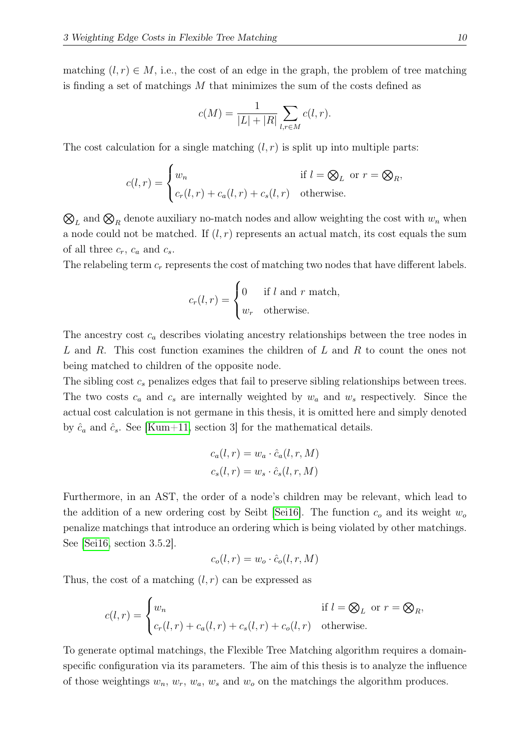matching $(l, r) \in M$, i.e., the cost of an edge in the graph, the problem of tree matching is finding a set of matchings $M$ that minimizes the sum of the costs defined as

$$c(M) = \frac{1}{|L| + |R|} \sum_{l,r \in M} c(l, r).$$

The cost calculation for a single matching $(l, r)$ is split up into multiple parts:

$$c(l, r) = \begin{cases} w_n & \text{if } l = \bigotimes_L \text{ or } r = \bigotimes_R, \\ c_r(l, r) + c_a(l, r) + c_s(l, r) & \text{otherwise.} \end{cases}$$

$\bigotimes_L$ and $\bigotimes_R$ denote auxiliary no-match nodes and allow weighting the cost with $w_n$ when a node could not be matched. If $(l, r)$ represents an actual match, its cost equals the sum of all three $c_r$, $c_a$ and $c_s$.

The relabeling term $c_r$ represents the cost of matching two nodes that have different labels.

$$c_r(l, r) = \begin{cases} 0 & \text{if } l \text{ and } r \text{ match,} \\ w_r & \text{otherwise.} \end{cases}$$

The ancestry cost $c_a$ describes violating ancestry relationships between the tree nodes in $L$ and $R$. This cost function examines the children of $L$ and $R$ to count the ones not being matched to children of the opposite node.

The sibling cost $c_s$ penalizes edges that fail to preserve sibling relationships between trees. The two costs $c_a$ and $c_s$ are internally weighted by $w_a$ and $w_s$ respectively. Since the actual cost calculation is not germane in this thesis, it is omitted here and simply denoted by $\hat{c}_a$ and $\hat{c}_s$. See [Kum+11, section 3] for the mathematical details.

$$c_a(l, r) = w_a \cdot \hat{c}_a(l, r, M)$$
$$c_s(l, r) = w_s \cdot \hat{c}_s(l, r, M)$$

Furthermore, in an AST, the order of a node's children may be relevant, which lead to the addition of a new ordering cost by Seibt [Sei16]. The function $c_o$ and its weight $w_o$ penalize matchings that introduce an ordering which is being violated by other matchings. See [Sei16, section 3.5.2].

$$c_o(l, r) = w_o \cdot \hat{c}_o(l, r, M)$$

Thus, the cost of a matching $(l, r)$ can be expressed as

$$c(l, r) = \begin{cases} w_n & \text{if } l = \bigotimes_L \text{ or } r = \bigotimes_R, \\ c_r(l, r) + c_a(l, r) + c_s(l, r) + c_o(l, r) & \text{otherwise.} \end{cases}$$

To generate optimal matchings, the Flexible Tree Matching algorithm requires a domain-specific configuration via its parameters. The aim of this thesis is to analyze the influence of those weightings $w_n$, $w_r$, $w_a$, $w_s$ and $w_o$ on the matchings the algorithm produces.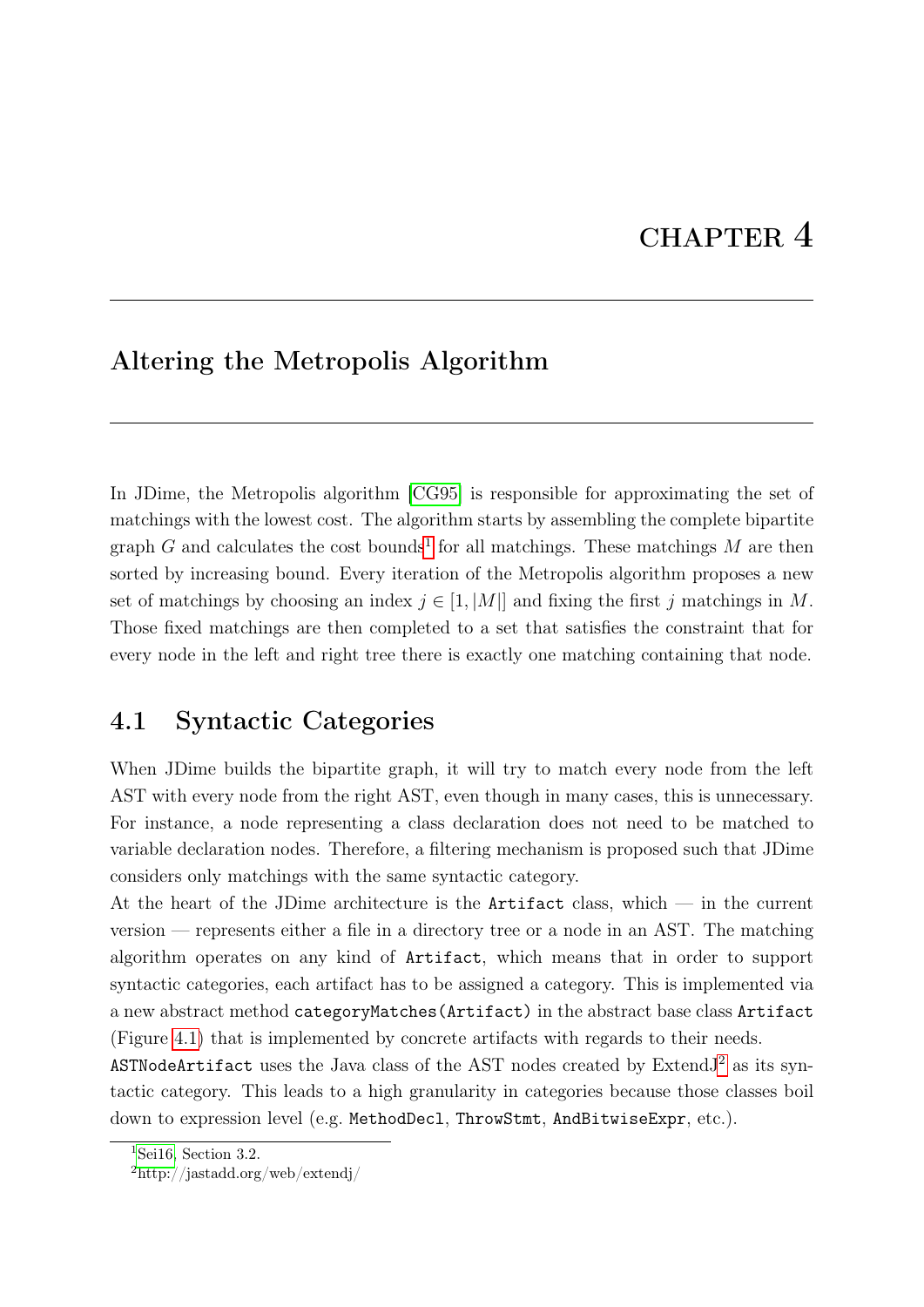# CHAPTER 4

## Altering the Metropolis Algorithm

In JDime, the Metropolis algorithm [CG95] is responsible for approximating the set of matchings with the lowest cost. The algorithm starts by assembling the complete bipartite graph $G$ and calculates the cost bounds[1] for all matchings. These matchings $M$ are then sorted by increasing bound. Every iteration of the Metropolis algorithm proposes a new set of matchings by choosing an index $j \in [1, |M|]$ and fixing the first $j$ matchings in $M$. Those fixed matchings are then completed to a set that satisfies the constraint that for every node in the left and right tree there is exactly one matching containing that node.

### 4.1 Syntactic Categories

When JDime builds the bipartite graph, it will try to match every node from the left AST with every node from the right AST, even though in many cases, this is unnecessary. For instance, a node representing a class declaration does not need to be matched to variable declaration nodes. Therefore, a filtering mechanism is proposed such that JDime considers only matchings with the same syntactic category.

At the heart of the JDime architecture is the `Artifact` class, which — in the current version — represents either a file in a directory tree or a node in an AST. The matching algorithm operates on any kind of `Artifact`, which means that in order to support syntactic categories, each artifact has to be assigned a category. This is implemented via a new abstract method `categoryMatches(Artifact)` in the abstract base class `Artifact` (Figure 4.1) that is implemented by concrete artifacts with regards to their needs.

`ASTNodeArtifact` uses the Java class of the AST nodes created by ExtendJ[2] as its syntactic category. This leads to a high granularity in categories because those classes boil down to expression level (e.g. `MethodDecl`, `ThrowStmt`, `AndBitwiseExpr`, etc.).

---

[1] Sei16, Section 3.2.

[2] http://jastadd.org/web/extendj/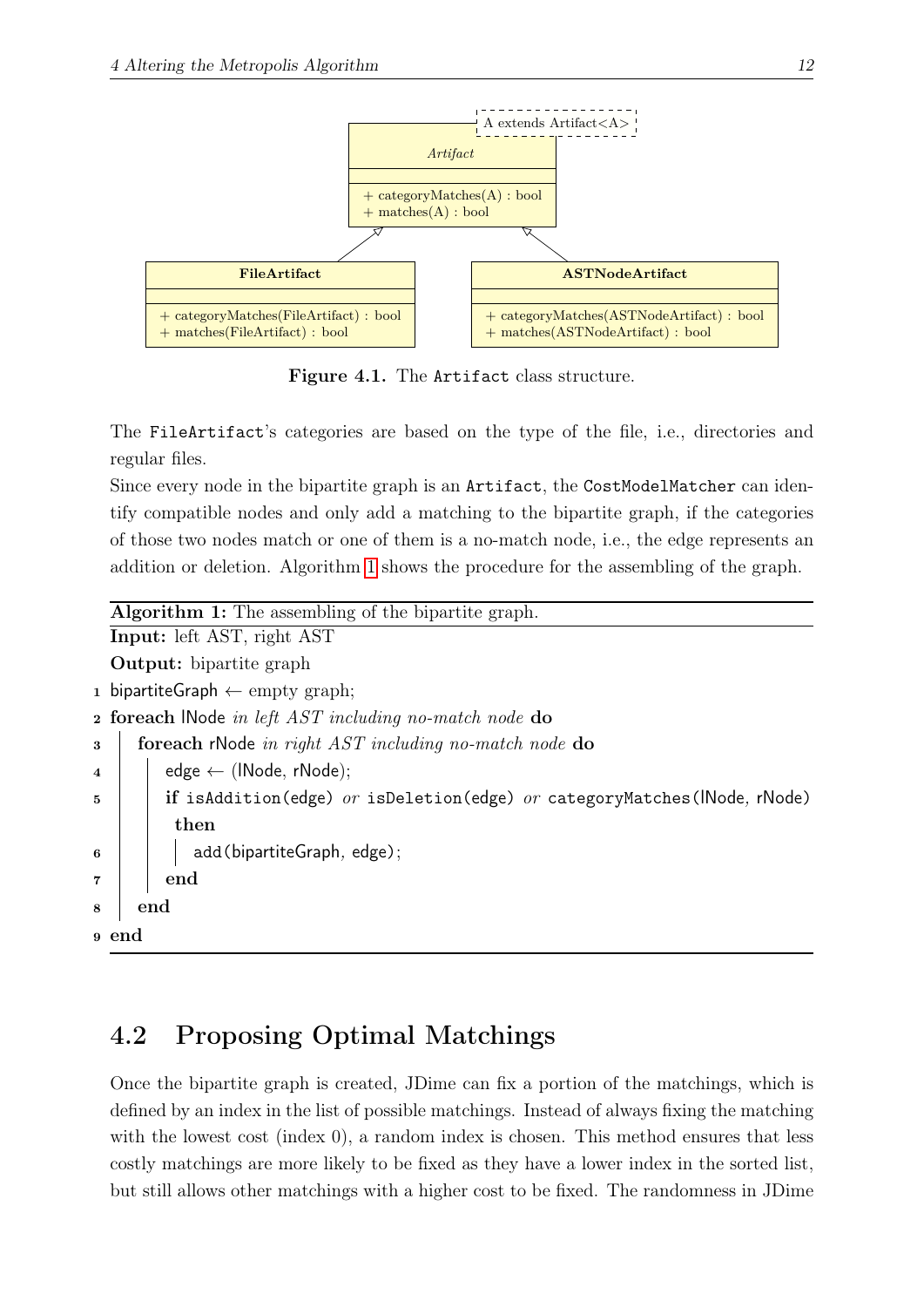Figure 4.1. The `Artifact` class structure.

The `FileArtifact`'s categories are based on the type of the file, i.e., directories and regular files.

Since every node in the bipartite graph is an `Artifact`, the `CostModelMatcher` can identify compatible nodes and only add a matching to the bipartite graph, if the categories of those two nodes match or one of them is a no-match node, i.e., the edge represents an addition or deletion. Algorithm 1 shows the procedure for the assembling of the graph.

**Algorithm 1:** The assembling of the bipartite graph.

**Input:** left AST, right AST

**Output:** bipartite graph

```
1 bipartiteGraph ← empty graph;
2 foreach lNode in left AST including no-match node do
3     foreach rNode in right AST including no-match node do
4         edge ← (lNode, rNode);
5         if isAddition(edge) or isDeletion(edge) or categoryMatches(lNode, rNode)
          then
6             add(bipartiteGraph, edge);
7         end
8     end
9 end
```

## 4.2 Proposing Optimal Matchings

Once the bipartite graph is created, JDime can fix a portion of the matchings, which is defined by an index in the list of possible matchings. Instead of always fixing the matching with the lowest cost (index 0), a random index is chosen. This method ensures that less costly matchings are more likely to be fixed as they have a lower index in the sorted list, but still allows other matchings with a higher cost to be fixed. The randomness in JDime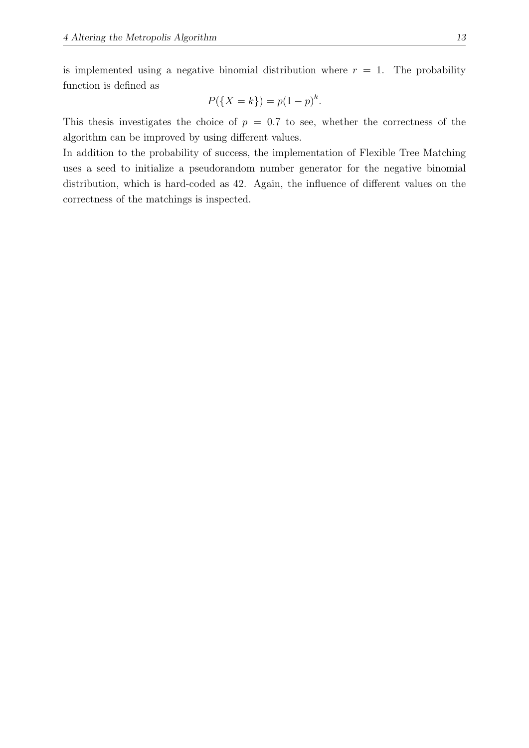is implemented using a negative binomial distribution where $r = 1$. The probability function is defined as

$$P(\{X = k\}) = p(1-p)^k.$$

This thesis investigates the choice of $p = 0.7$ to see, whether the correctness of the algorithm can be improved by using different values.
In addition to the probability of success, the implementation of Flexible Tree Matching uses a seed to initialize a pseudorandom number generator for the negative binomial distribution, which is hard-coded as 42. Again, the influence of different values on the correctness of the matchings is inspected.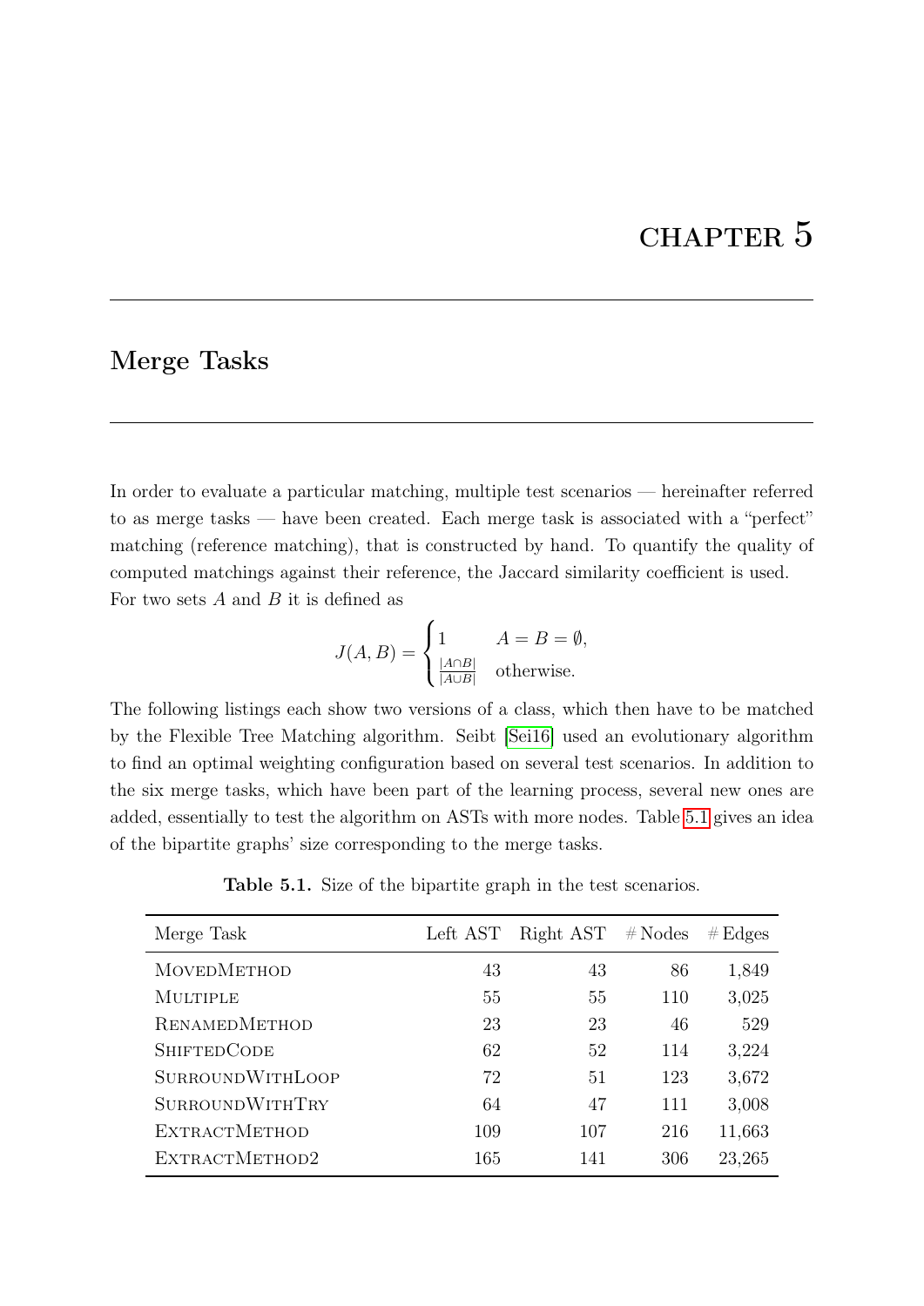# CHAPTER 5

## Merge Tasks

In order to evaluate a particular matching, multiple test scenarios — hereinafter referred to as merge tasks — have been created. Each merge task is associated with a "perfect" matching (reference matching), that is constructed by hand. To quantify the quality of computed matchings against their reference, the Jaccard similarity coefficient is used. For two sets $A$ and $B$ it is defined as

$$J(A, B) = \begin{cases} 1 & A = B = \emptyset, \\ \frac{|A \cap B|}{|A \cup B|} & \text{otherwise.} \end{cases}$$

The following listings each show two versions of a class, which then have to be matched by the Flexible Tree Matching algorithm. Seibt [Sei16] used an evolutionary algorithm to find an optimal weighting configuration based on several test scenarios. In addition to the six merge tasks, which have been part of the learning process, several new ones are added, essentially to test the algorithm on ASTs with more nodes. Table 5.1 gives an idea of the bipartite graphs' size corresponding to the merge tasks.

**Table 5.1.** Size of the bipartite graph in the test scenarios.

| Merge Task | Left AST | Right AST | # Nodes | # Edges |
|---|---|---|---|---|
| MovedMethod | 43 | 43 | 86 | 1,849 |
| Multiple | 55 | 55 | 110 | 3,025 |
| RenamedMethod | 23 | 23 | 46 | 529 |
| ShiftedCode | 62 | 52 | 114 | 3,224 |
| SurroundWithLoop | 72 | 51 | 123 | 3,672 |
| SurroundWithTry | 64 | 47 | 111 | 3,008 |
| ExtractMethod | 109 | 107 | 216 | 11,663 |
| ExtractMethod2 | 165 | 141 | 306 | 23,265 |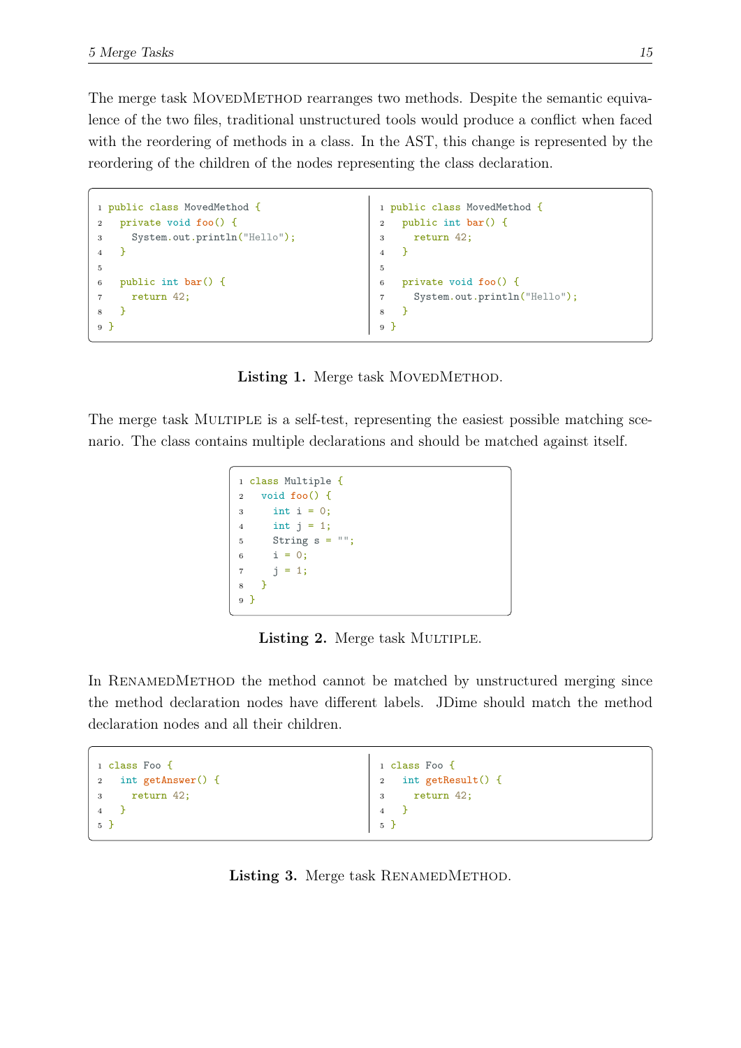The merge task MovedMethod rearranges two methods. Despite the semantic equivalence of the two files, traditional unstructured tools would produce a conflict when faced with the reordering of methods in a class. In the AST, this change is represented by the reordering of the children of the nodes representing the class declaration.

```java
public class MovedMethod {
  private void foo() {
    System.out.println("Hello");
  }

  public int bar() {
    return 42;
  }
}
```

```java
public class MovedMethod {
  public int bar() {
    return 42;
  }

  private void foo() {
    System.out.println("Hello");
  }
}
```

**Listing 1.** Merge task MovedMethod.

The merge task Multiple is a self-test, representing the easiest possible matching scenario. The class contains multiple declarations and should be matched against itself.

```java
class Multiple {
  void foo() {
    int i = 0;
    int j = 1;
    String s = "";
    i = 0;
    j = 1;
  }
}
```

**Listing 2.** Merge task Multiple.

In RenamedMethod the method cannot be matched by unstructured merging since the method declaration nodes have different labels. JDime should match the method declaration nodes and all their children.

```java
class Foo {
  int getAnswer() {
    return 42;
  }
}
```

```java
class Foo {
  int getResult() {
    return 42;
  }
}
```

**Listing 3.** Merge task RenamedMethod.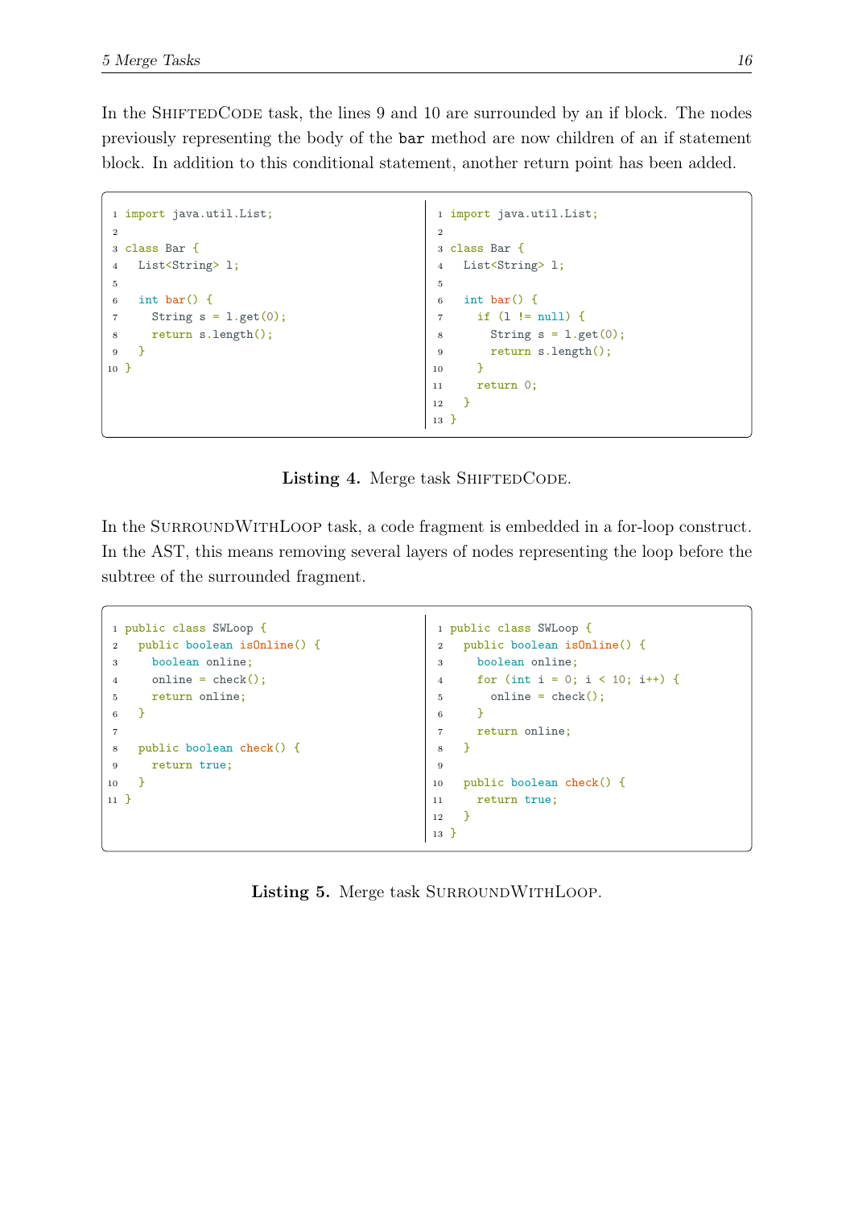In the ShiftedCode task, the lines 9 and 10 are surrounded by an if block. The nodes previously representing the body of the `bar` method are now children of an if statement block. In addition to this conditional statement, another return point has been added.

```java
import java.util.List;

class Bar {
  List<String> l;

  int bar() {
    String s = l.get(0);
    return s.length();
  }
}
```

```java
import java.util.List;

class Bar {
  List<String> l;

  int bar() {
    if (l != null) {
      String s = l.get(0);
      return s.length();
    }
    return 0;
  }
}
```

**Listing 4.** Merge task ShiftedCode.

In the SurroundWithLoop task, a code fragment is embedded in a for-loop construct. In the AST, this means removing several layers of nodes representing the loop before the subtree of the surrounded fragment.

```java
public class SWLoop {
  public boolean isOnline() {
    boolean online;
    online = check();
    return online;
  }

  public boolean check() {
    return true;
  }
}
```

```java
public class SWLoop {
  public boolean isOnline() {
    boolean online;
    for (int i = 0; i < 10; i++) {
      online = check();
    }
    return online;
  }

  public boolean check() {
    return true;
  }
}
```

**Listing 5.** Merge task SurroundWithLoop.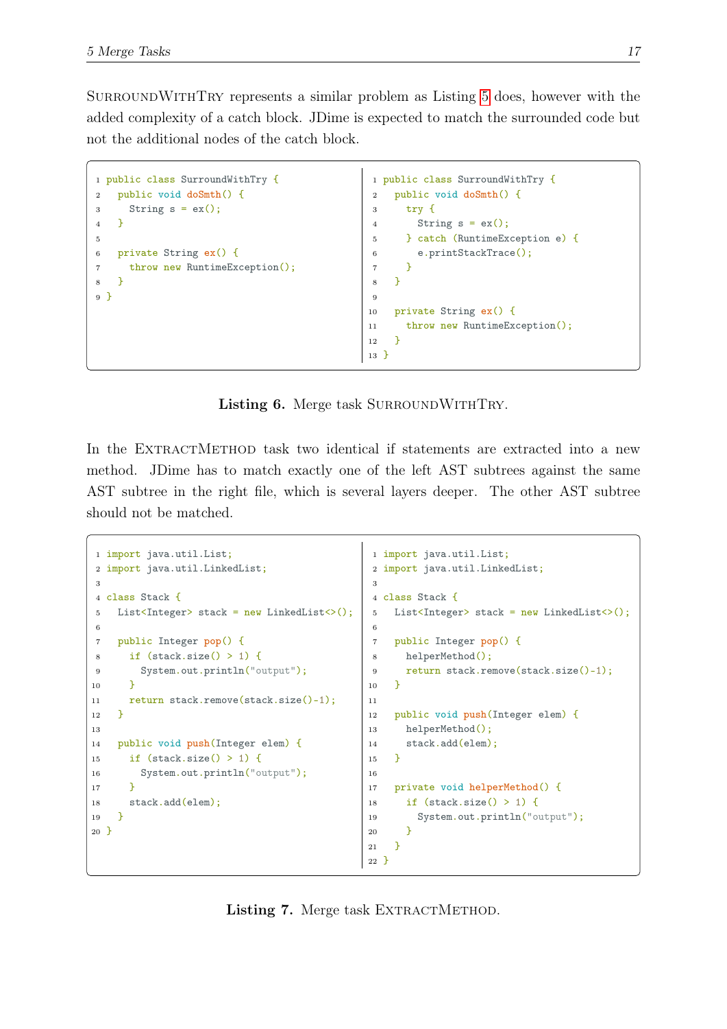SurroundWithTry represents a similar problem as Listing 5 does, however with the added complexity of a catch block. JDime is expected to match the surrounded code but not the additional nodes of the catch block.

```java
public class SurroundWithTry {
  public void doSmth() {
    String s = ex();
  }

  private String ex() {
    throw new RuntimeException();
  }
}
```

```java
public class SurroundWithTry {
  public void doSmth() {
    try {
      String s = ex();
    } catch (RuntimeException e) {
      e.printStackTrace();
    }
  }

  private String ex() {
    throw new RuntimeException();
  }
}
```

**Listing 6.** Merge task SurroundWithTry.

In the ExtractMethod task two identical if statements are extracted into a new method. JDime has to match exactly one of the left AST subtrees against the same AST subtree in the right file, which is several layers deeper. The other AST subtree should not be matched.

```java
import java.util.List;
import java.util.LinkedList;

class Stack {
  List<Integer> stack = new LinkedList<>();

  public Integer pop() {
    if (stack.size() > 1) {
      System.out.println("output");
    }
    return stack.remove(stack.size()-1);
  }

  public void push(Integer elem) {
    if (stack.size() > 1) {
      System.out.println("output");
    }
    stack.add(elem);
  }
}
```

```java
import java.util.List;
import java.util.LinkedList;

class Stack {
  List<Integer> stack = new LinkedList<>();

  public Integer pop() {
    helperMethod();
    return stack.remove(stack.size()-1);
  }

  public void push(Integer elem) {
    helperMethod();
    stack.add(elem);
  }

  private void helperMethod() {
    if (stack.size() > 1) {
      System.out.println("output");
    }
  }
}
```

**Listing 7.** Merge task ExtractMethod.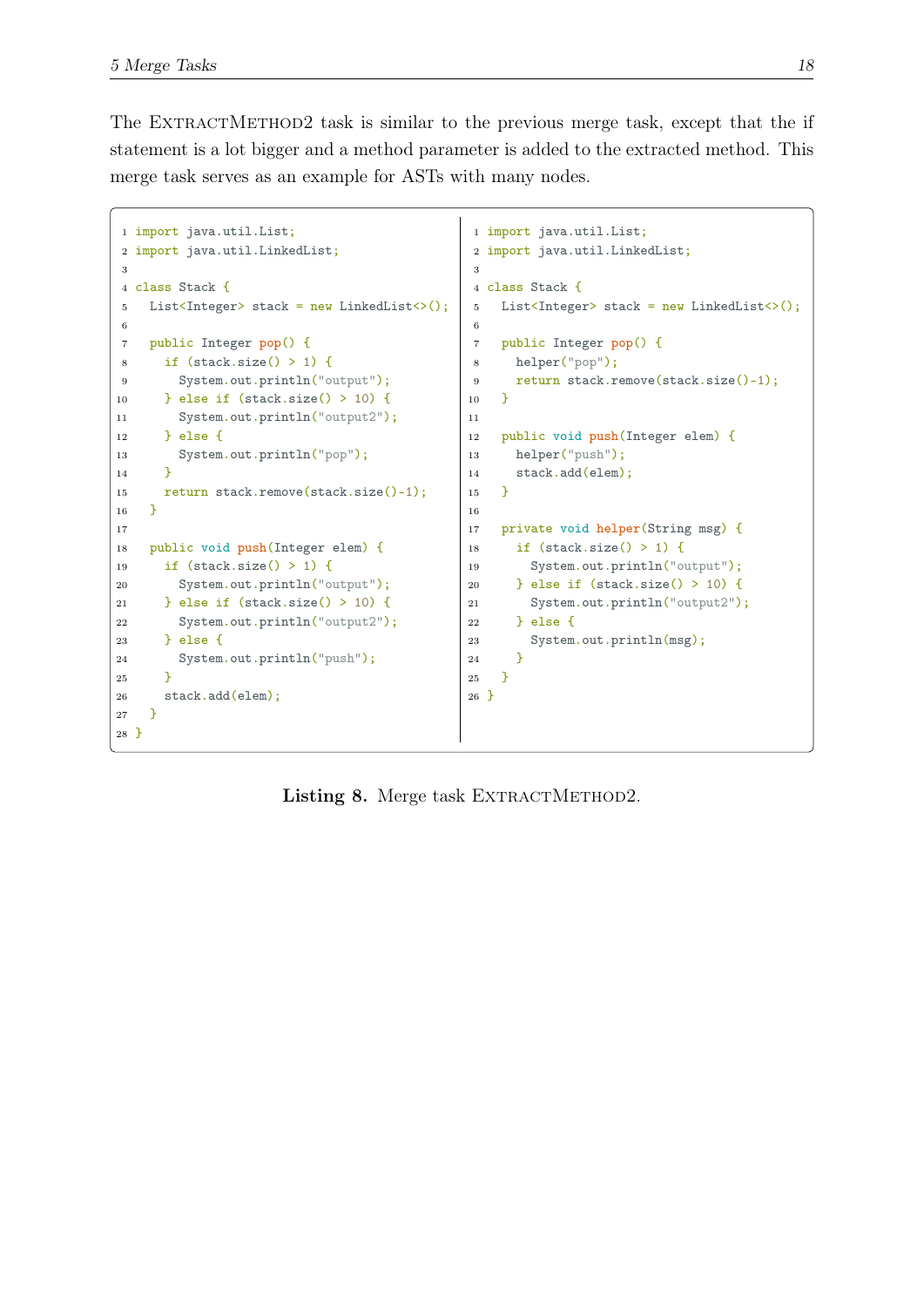The ExtractMethod2 task is similar to the previous merge task, except that the if statement is a lot bigger and a method parameter is added to the extracted method. This merge task serves as an example for ASTs with many nodes.

```java
import java.util.List;
import java.util.LinkedList;

class Stack {
  List<Integer> stack = new LinkedList<>();

  public Integer pop() {
    if (stack.size() > 1) {
      System.out.println("output");
    } else if (stack.size() > 10) {
      System.out.println("output2");
    } else {
      System.out.println("pop");
    }
    return stack.remove(stack.size()-1);
  }

  public void push(Integer elem) {
    if (stack.size() > 1) {
      System.out.println("output");
    } else if (stack.size() > 10) {
      System.out.println("output2");
    } else {
      System.out.println("push");
    }
    stack.add(elem);
  }
}
```

```java
import java.util.List;
import java.util.LinkedList;

class Stack {
  List<Integer> stack = new LinkedList<>();

  public Integer pop() {
    helper("pop");
    return stack.remove(stack.size()-1);
  }

  public void push(Integer elem) {
    helper("push");
    stack.add(elem);
  }

  private void helper(String msg) {
    if (stack.size() > 1) {
      System.out.println("output");
    } else if (stack.size() > 10) {
      System.out.println("output2");
    } else {
      System.out.println(msg);
    }
  }
}
```

**Listing 8.** Merge task ExtractMethod2.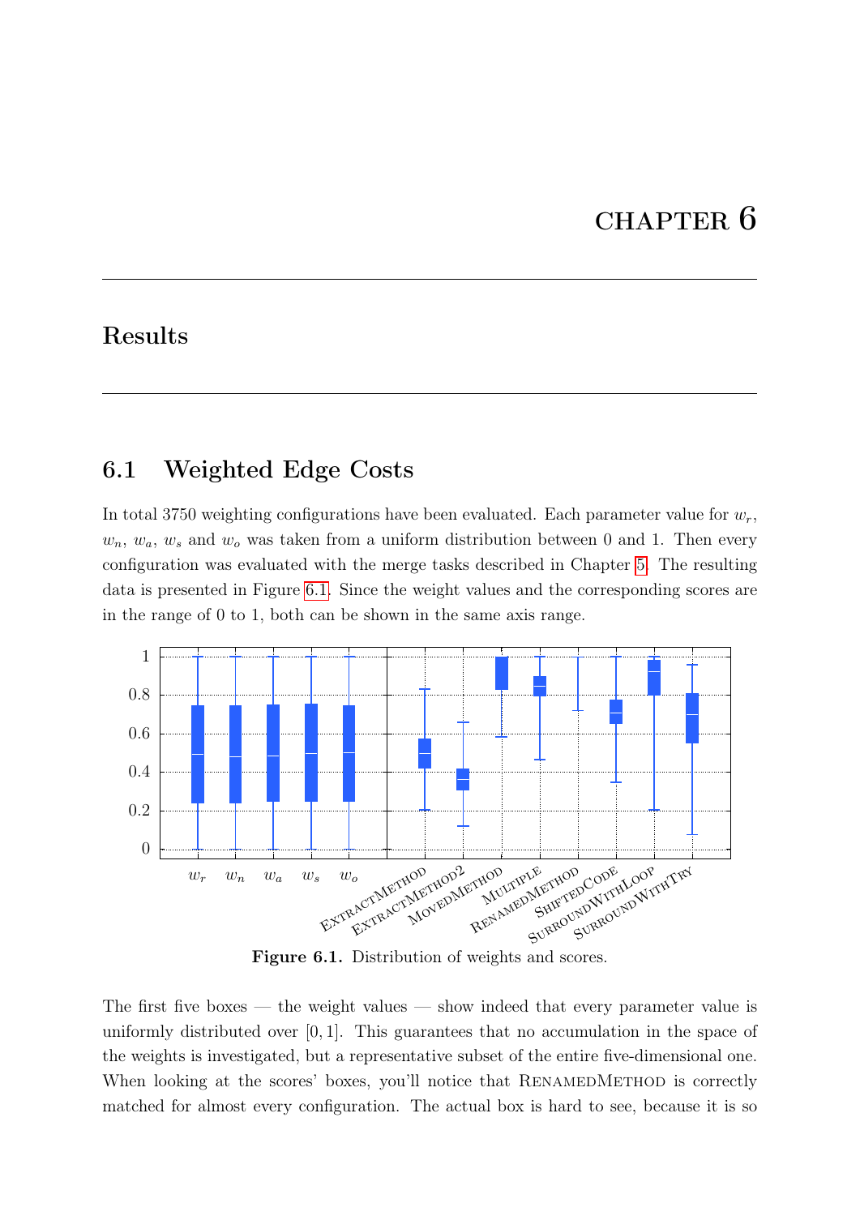# CHAPTER 6

## Results

### 6.1 Weighted Edge Costs

In total 3750 weighting configurations have been evaluated. Each parameter value for $w_r$, $w_n$, $w_a$, $w_s$ and $w_o$ was taken from a uniform distribution between 0 and 1. Then every configuration was evaluated with the merge tasks described in Chapter 5. The resulting data is presented in Figure 6.1. Since the weight values and the corresponding scores are in the range of 0 to 1, both can be shown in the same axis range.

**Figure 6.1.** Distribution of weights and scores.

The first five boxes — the weight values — show indeed that every parameter value is uniformly distributed over $[0, 1]$. This guarantees that no accumulation in the space of the weights is investigated, but a representative subset of the entire five-dimensional one. When looking at the scores' boxes, you'll notice that RenamedMethod is correctly matched for almost every configuration. The actual box is hard to see, because it is so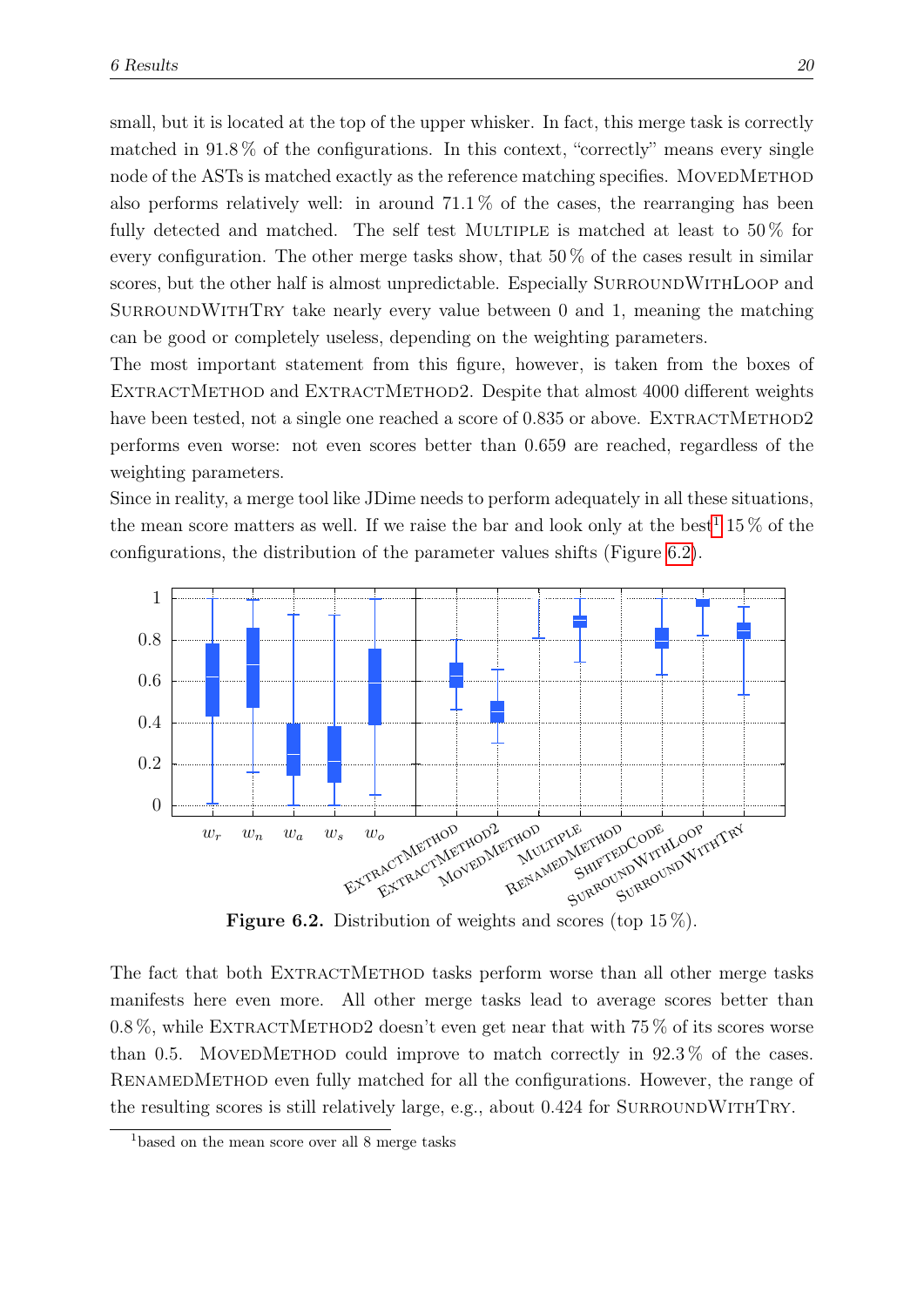small, but it is located at the top of the upper whisker. In fact, this merge task is correctly matched in 91.8 % of the configurations. In this context, "correctly" means every single node of the ASTs is matched exactly as the reference matching specifies. MovedMethod also performs relatively well: in around 71.1 % of the cases, the rearranging has been fully detected and matched. The self test Multiple is matched at least to 50 % for every configuration. The other merge tasks show, that 50 % of the cases result in similar scores, but the other half is almost unpredictable. Especially SurroundWithLoop and SurroundWithTry take nearly every value between 0 and 1, meaning the matching can be good or completely useless, depending on the weighting parameters.

The most important statement from this figure, however, is taken from the boxes of ExtractMethod and ExtractMethod2. Despite that almost 4000 different weights have been tested, not a single one reached a score of 0.835 or above. ExtractMethod2 performs even worse: not even scores better than 0.659 are reached, regardless of the weighting parameters.

Since in reality, a merge tool like JDime needs to perform adequately in all these situations, the mean score matters as well. If we raise the bar and look only at the best[1] 15 % of the configurations, the distribution of the parameter values shifts (Figure 6.2).

**Figure 6.2.** Distribution of weights and scores (top 15 %).

The fact that both ExtractMethod tasks perform worse than all other merge tasks manifests here even more. All other merge tasks lead to average scores better than 0.8 %, while ExtractMethod2 doesn't even get near that with 75 % of its scores worse than 0.5. MovedMethod could improve to match correctly in 92.3 % of the cases. RenamedMethod even fully matched for all the configurations. However, the range of the resulting scores is still relatively large, e.g., about 0.424 for SurroundWithTry.

[1] based on the mean score over all 8 merge tasks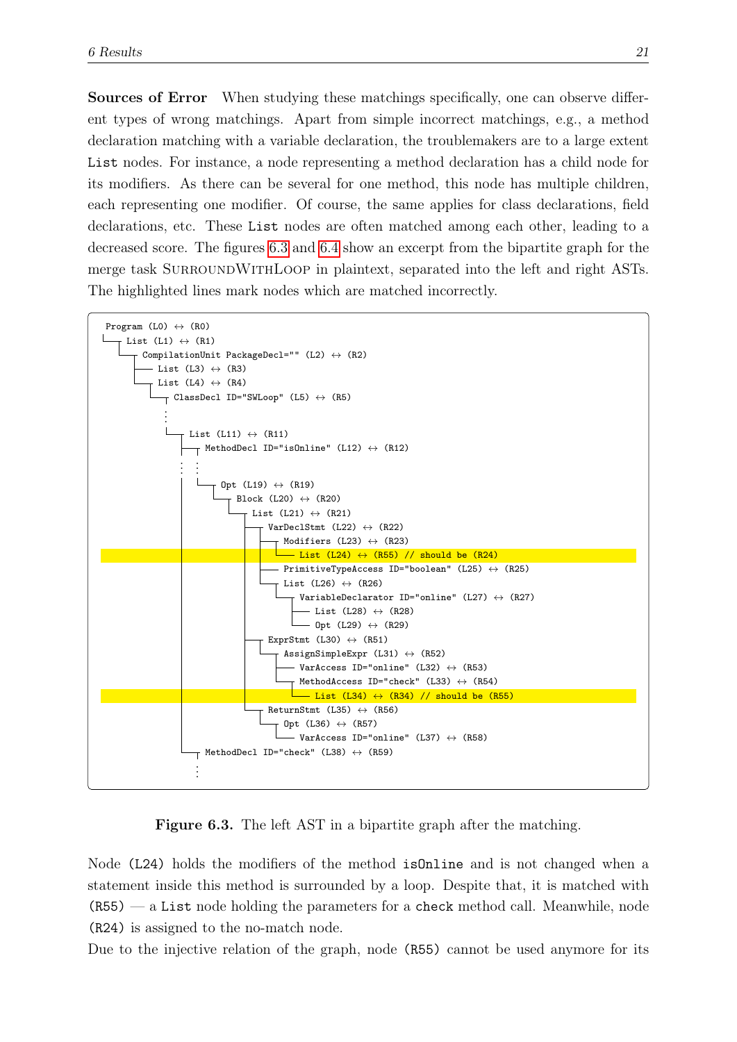**Sources of Error** When studying these matchings specifically, one can observe different types of wrong matchings. Apart from simple incorrect matchings, e.g., a method declaration matching with a variable declaration, the troublemakers are to a large extent List nodes. For instance, a node representing a method declaration has a child node for its modifiers. As there can be several for one method, this node has multiple children, each representing one modifier. Of course, the same applies for class declarations, field declarations, etc. These List nodes are often matched among each other, leading to a decreased score. The figures 6.3 and 6.4 show an excerpt from the bipartite graph for the merge task SurroundWithLoop in plaintext, separated into the left and right ASTs. The highlighted lines mark nodes which are matched incorrectly.

```
Program (L0) ↔ (R0)
└─┬ List (L1) ↔ (R1)
  └─┬ CompilationUnit PackageDecl="" (L2) ↔ (R2)
    ├── List (L3) ↔ (R3)
    └─┬ List (L4) ↔ (R4)
      └─┬ ClassDecl ID="SWLoop" (L5) ↔ (R5)
        ⋮
        └─┬ List (L11) ↔ (R11)
          ├─┬ MethodDecl ID="isOnline" (L12) ↔ (R12)
          ⋮ ⋮
          │ └─┬ Opt (L19) ↔ (R19)
          │   └─┬ Block (L20) ↔ (R20)
          │     └─┬ List (L21) ↔ (R21)
          │       ├─┬ VarDeclStmt (L22) ↔ (R22)
          │       │ ├─┬ Modifiers (L23) ↔ (R23)
          │       │ │ └── List (L24) ↔ (R55) // should be (R24)
          │       │ ├── PrimitiveTypeAccess ID="boolean" (L25) ↔ (R25)
          │       │ └─┬ List (L26) ↔ (R26)
          │       │   └─┬ VariableDeclarator ID="online" (L27) ↔ (R27)
          │       │     ├── List (L28) ↔ (R28)
          │       │     └── Opt (L29) ↔ (R29)
          │       ├─┬ ExprStmt (L30) ↔ (R51)
          │       │ └─┬ AssignSimpleExpr (L31) ↔ (R52)
          │       │   ├── VarAccess ID="online" (L32) ↔ (R53)
          │       │   └─┬ MethodAccess ID="check" (L33) ↔ (R54)
          │       │     └── List (L34) ↔ (R34) // should be (R55)
          │       └─┬ ReturnStmt (L35) ↔ (R56)
          │         └─┬ Opt (L36) ↔ (R57)
          │           └── VarAccess ID="online" (L37) ↔ (R58)
          └─┬ MethodDecl ID="check" (L38) ↔ (R59)
            ⋮
```

**Figure 6.3.** The left AST in a bipartite graph after the matching.

Node (L24) holds the modifiers of the method isOnline and is not changed when a statement inside this method is surrounded by a loop. Despite that, it is matched with (R55) — a List node holding the parameters for a check method call. Meanwhile, node (R24) is assigned to the no-match node.

Due to the injective relation of the graph, node (R55) cannot be used anymore for its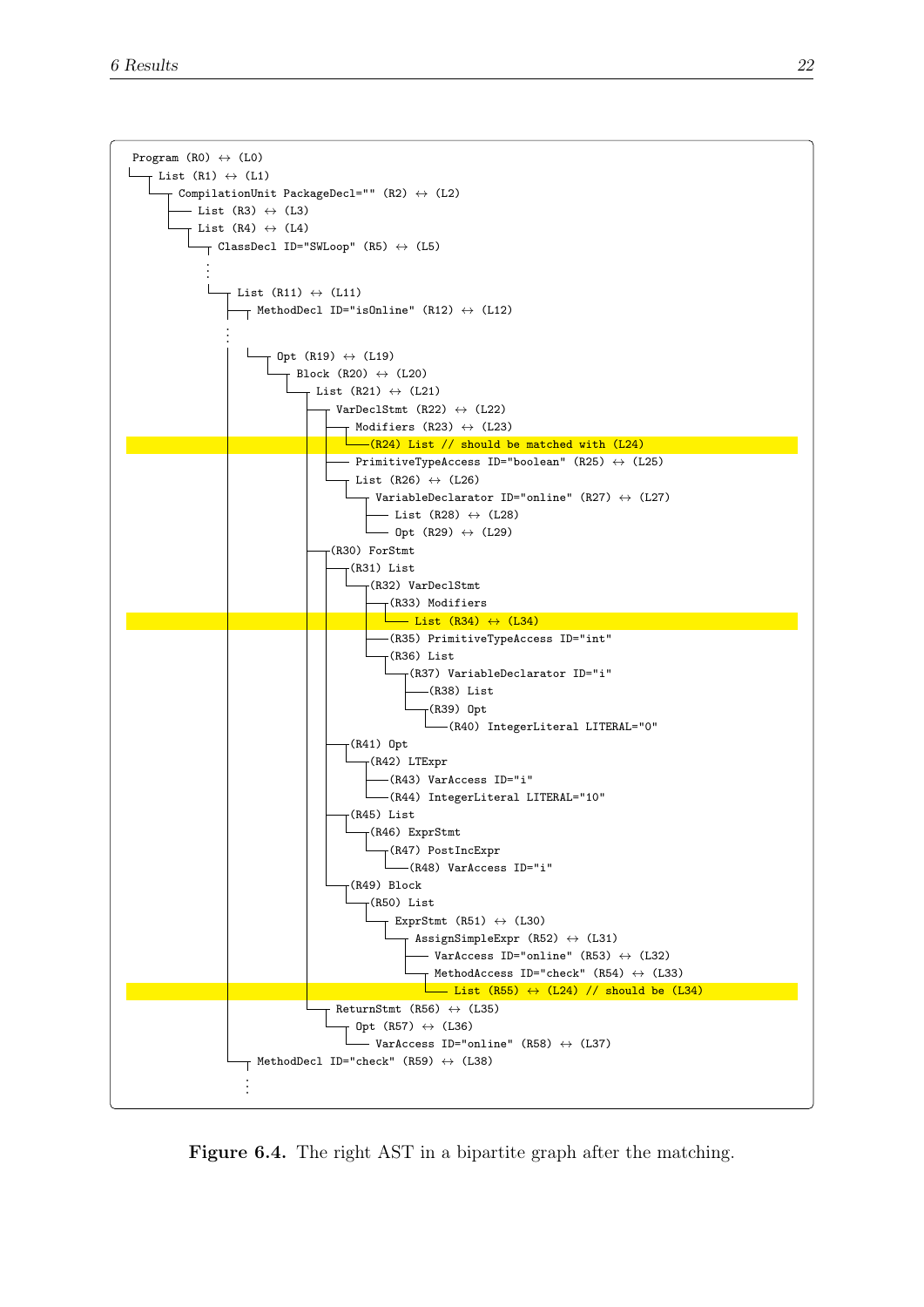```
Program (R0) ↔ (L0)
└─List (R1) ↔ (L1)
  └─CompilationUnit PackageDecl="" (R2) ↔ (L2)
    ├─List (R3) ↔ (L3)
    └─List (R4) ↔ (L4)
      └─ClassDecl ID="SWLoop" (R5) ↔ (L5)
        ⋮
        └─List (R11) ↔ (L11)
          ├─MethodDecl ID="isOnline" (R12) ↔ (L12)
          ⋮
          │ └─Opt (R19) ↔ (L19)
          │   └─Block (R20) ↔ (L20)
          │     └─List (R21) ↔ (L21)
          │       ├─VarDeclStmt (R22) ↔ (L22)
          │       │ ├─Modifiers (R23) ↔ (L23)
          │       │ │ └─(R24) List // should be matched with (L24)
          │       │ ├─PrimitiveTypeAccess ID="boolean" (R25) ↔ (L25)
          │       │ └─List (R26) ↔ (L26)
          │       │   └─VariableDeclarator ID="online" (R27) ↔ (L27)
          │       │     ├─List (R28) ↔ (L28)
          │       │     └─Opt (R29) ↔ (L29)
          │       ├─(R30) ForStmt
          │       │ ├─(R31) List
          │       │ │ └─(R32) VarDeclStmt
          │       │ │   ├─(R33) Modifiers
          │       │ │   │ └─List (R34) ↔ (L34)
          │       │ │   ├─(R35) PrimitiveTypeAccess ID="int"
          │       │ │   └─(R36) List
          │       │ │     └─(R37) VariableDeclarator ID="i"
          │       │ │       ├─(R38) List
          │       │ │       └─(R39) Opt
          │       │ │         └─(R40) IntegerLiteral LITERAL="0"
          │       │ ├─(R41) Opt
          │       │ │ └─(R42) LTExpr
          │       │ │   ├─(R43) VarAccess ID="i"
          │       │ │   └─(R44) IntegerLiteral LITERAL="10"
          │       │ ├─(R45) List
          │       │ │ └─(R46) ExprStmt
          │       │ │   └─(R47) PostIncExpr
          │       │ │     └─(R48) VarAccess ID="i"
          │       │ └─(R49) Block
          │       │   └─(R50) List
          │       │     └─ExprStmt (R51) ↔ (L30)
          │       │       └─AssignSimpleExpr (R52) ↔ (L31)
          │       │         ├─VarAccess ID="online" (R53) ↔ (L32)
          │       │         └─MethodAccess ID="check" (R54) ↔ (L33)
          │       │           └─List (R55) ↔ (L24) // should be (L34)
          │       └─ReturnStmt (R56) ↔ (L35)
          │         └─Opt (R57) ↔ (L36)
          │           └─VarAccess ID="online" (R58) ↔ (L37)
          └─MethodDecl ID="check" (R59) ↔ (L38)
            ⋮
```

**Figure 6.4.** The right AST in a bipartite graph after the matching.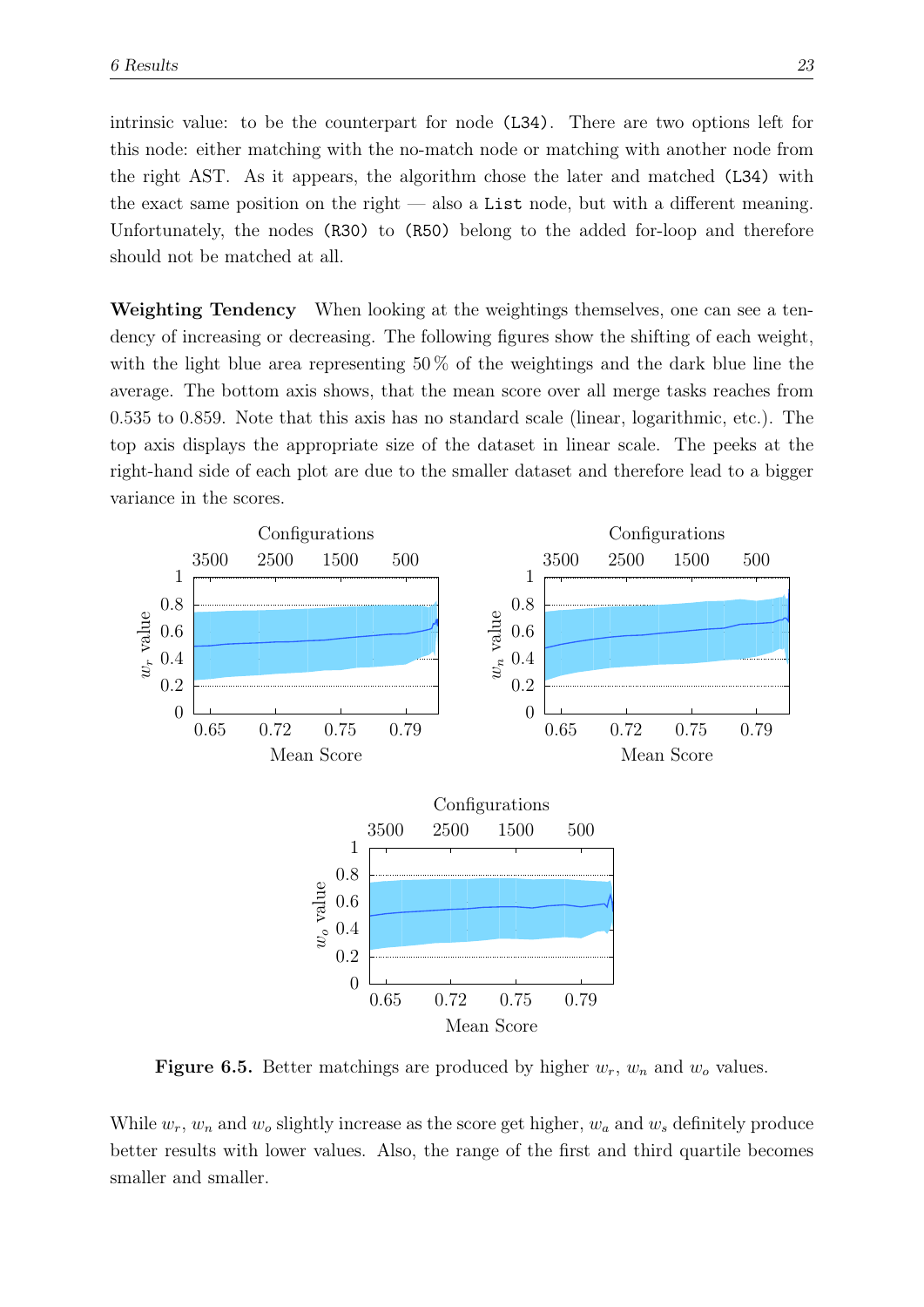intrinsic value: to be the counterpart for node (L34). There are two options left for this node: either matching with the no-match node or matching with another node from the right AST. As it appears, the algorithm chose the later and matched (L34) with the exact same position on the right — also a `List` node, but with a different meaning. Unfortunately, the nodes (R30) to (R50) belong to the added for-loop and therefore should not be matched at all.

**Weighting Tendency** When looking at the weightings themselves, one can see a tendency of increasing or decreasing. The following figures show the shifting of each weight, with the light blue area representing 50 % of the weightings and the dark blue line the average. The bottom axis shows, that the mean score over all merge tasks reaches from 0.535 to 0.859. Note that this axis has no standard scale (linear, logarithmic, etc.). The top axis displays the appropriate size of the dataset in linear scale. The peeks at the right-hand side of each plot are due to the smaller dataset and therefore lead to a bigger variance in the scores.

**Figure 6.5.** Better matchings are produced by higher $w_r$, $w_n$ and $w_o$ values.

While $w_r$, $w_n$ and $w_o$ slightly increase as the score get higher, $w_a$ and $w_s$ definitely produce better results with lower values. Also, the range of the first and third quartile becomes smaller and smaller.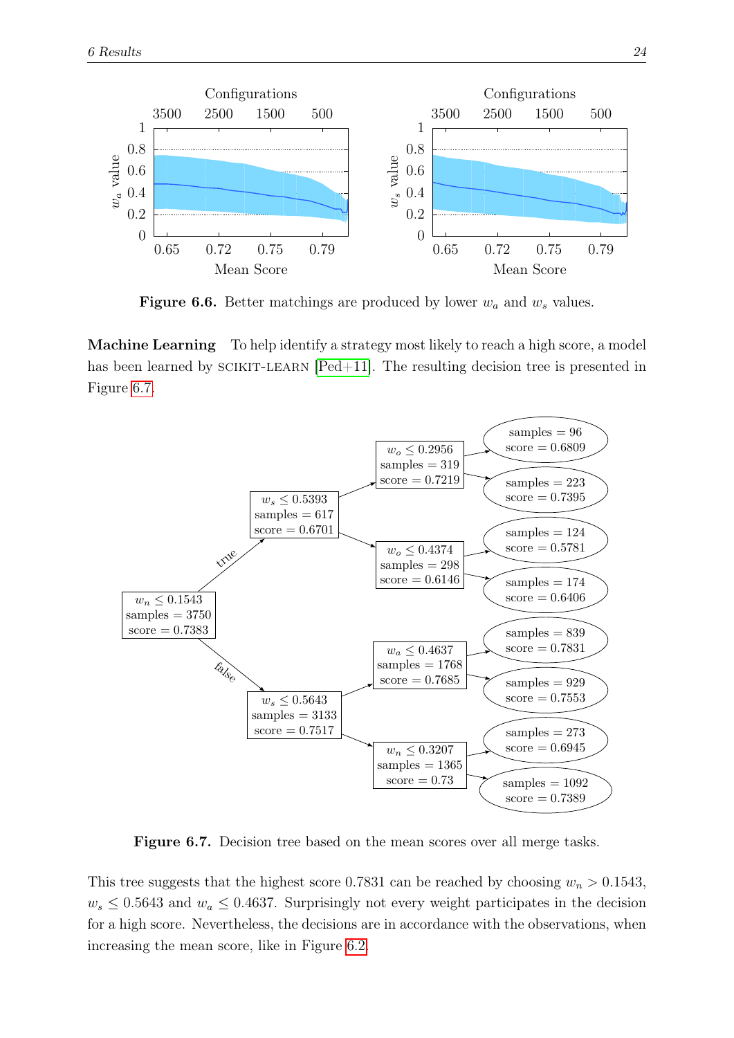**Figure 6.6.** Better matchings are produced by lower $w_a$ and $w_s$ values.

**Machine Learning** To help identify a strategy most likely to reach a high score, a model has been learned by SCIKIT-LEARN [Ped+11]. The resulting decision tree is presented in Figure 6.7.

**Figure 6.7.** Decision tree based on the mean scores over all merge tasks.

This tree suggests that the highest score 0.7831 can be reached by choosing $w_n > 0.1543$, $w_s \leq 0.5643$ and $w_a \leq 0.4637$. Surprisingly not every weight participates in the decision for a high score. Nevertheless, the decisions are in accordance with the observations, when increasing the mean score, like in Figure 6.2.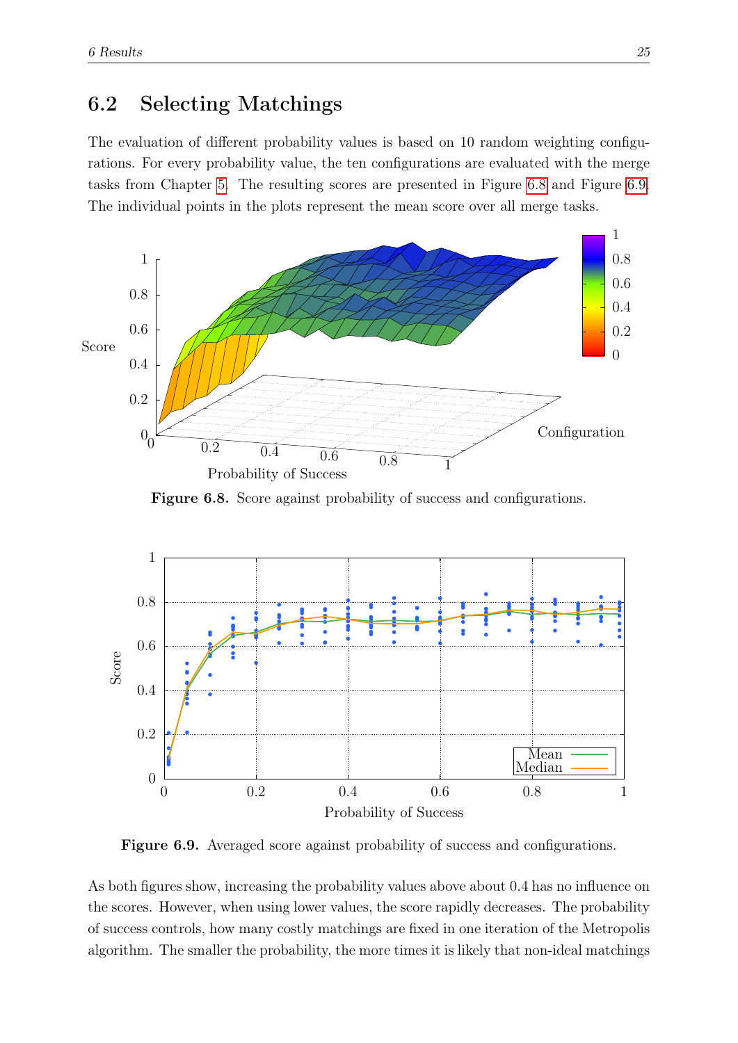## 6.2 Selecting Matchings

The evaluation of different probability values is based on 10 random weighting configurations. For every probability value, the ten configurations are evaluated with the merge tasks from Chapter 5. The resulting scores are presented in Figure 6.8 and Figure 6.9. The individual points in the plots represent the mean score over all merge tasks.

**Figure 6.8.** Score against probability of success and configurations.

**Figure 6.9.** Averaged score against probability of success and configurations.

As both figures show, increasing the probability values above about 0.4 has no influence on the scores. However, when using lower values, the score rapidly decreases. The probability of success controls, how many costly matchings are fixed in one iteration of the Metropolis algorithm. The smaller the probability, the more times it is likely that non-ideal matchings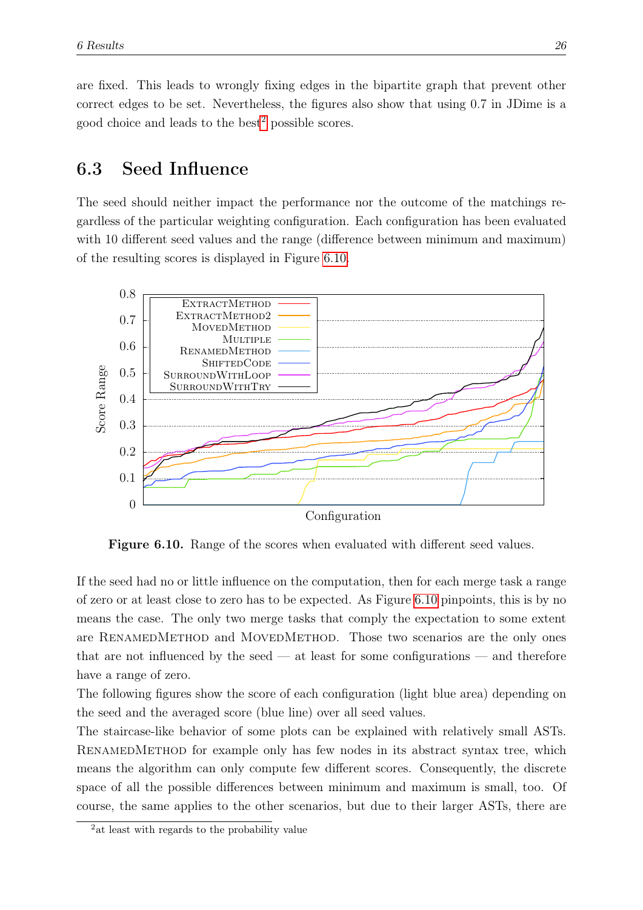are fixed. This leads to wrongly fixing edges in the bipartite graph that prevent other correct edges to be set. Nevertheless, the figures also show that using 0.7 in JDime is a good choice and leads to the best[2] possible scores.

## 6.3 Seed Influence

The seed should neither impact the performance nor the outcome of the matchings regardless of the particular weighting configuration. Each configuration has been evaluated with 10 different seed values and the range (difference between minimum and maximum) of the resulting scores is displayed in Figure 6.10.

**Figure 6.10.** Range of the scores when evaluated with different seed values.

If the seed had no or little influence on the computation, then for each merge task a range of zero or at least close to zero has to be expected. As Figure 6.10 pinpoints, this is by no means the case. The only two merge tasks that comply the expectation to some extent are RenamedMethod and MovedMethod. Those two scenarios are the only ones that are not influenced by the seed — at least for some configurations — and therefore have a range of zero.

The following figures show the score of each configuration (light blue area) depending on the seed and the averaged score (blue line) over all seed values.

The staircase-like behavior of some plots can be explained with relatively small ASTs. RenamedMethod for example only has few nodes in its abstract syntax tree, which means the algorithm can only compute few different scores. Consequently, the discrete space of all the possible differences between minimum and maximum is small, too. Of course, the same applies to the other scenarios, but due to their larger ASTs, there are

[2] at least with regards to the probability value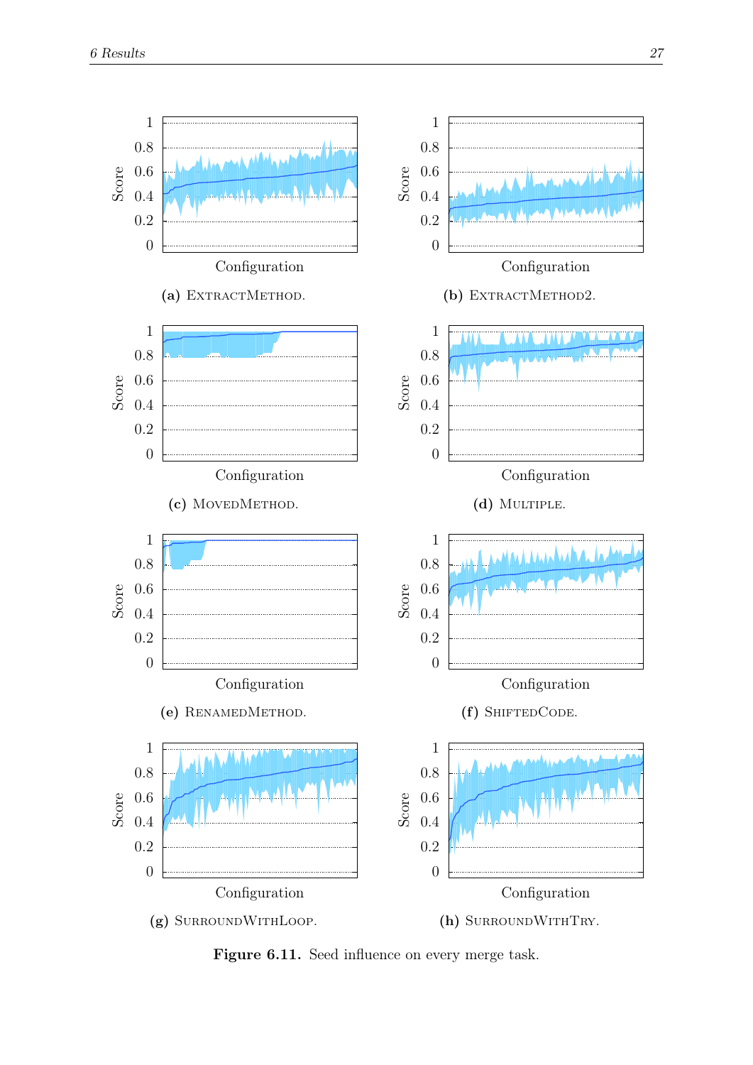(a) ExtractMethod.

(b) ExtractMethod2.

(c) MovedMethod.

(d) Multiple.

(e) RenamedMethod.

(f) ShiftedCode.

(g) SurroundWithLoop.

(h) SurroundWithTry.

**Figure 6.11.** Seed influence on every merge task.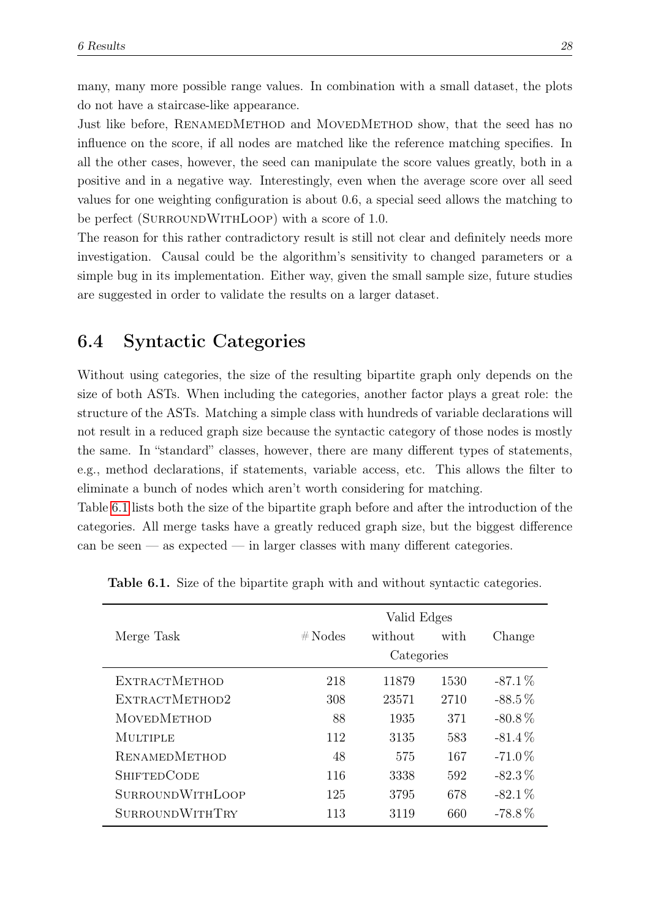many, many more possible range values. In combination with a small dataset, the plots do not have a staircase-like appearance.

Just like before, RenamedMethod and MovedMethod show, that the seed has no influence on the score, if all nodes are matched like the reference matching specifies. In all the other cases, however, the seed can manipulate the score values greatly, both in a positive and in a negative way. Interestingly, even when the average score over all seed values for one weighting configuration is about 0.6, a special seed allows the matching to be perfect (SurroundWithLoop) with a score of 1.0.

The reason for this rather contradictory result is still not clear and definitely needs more investigation. Causal could be the algorithm's sensitivity to changed parameters or a simple bug in its implementation. Either way, given the small sample size, future studies are suggested in order to validate the results on a larger dataset.

## 6.4 Syntactic Categories

Without using categories, the size of the resulting bipartite graph only depends on the size of both ASTs. When including the categories, another factor plays a great role: the structure of the ASTs. Matching a simple class with hundreds of variable declarations will not result in a reduced graph size because the syntactic category of those nodes is mostly the same. In "standard" classes, however, there are many different types of statements, e.g., method declarations, if statements, variable access, etc. This allows the filter to eliminate a bunch of nodes which aren't worth considering for matching.

Table 6.1 lists both the size of the bipartite graph before and after the introduction of the categories. All merge tasks have a greatly reduced graph size, but the biggest difference can be seen — as expected — in larger classes with many different categories.

**Table 6.1.** Size of the bipartite graph with and without syntactic categories.

| Merge Task | # Nodes | Valid Edges without Categories | Valid Edges with Categories | Change |
|---|---|---|---|---|
| ExtractMethod | 218 | 11879 | 1530 | -87.1 % |
| ExtractMethod2 | 308 | 23571 | 2710 | -88.5 % |
| MovedMethod | 88 | 1935 | 371 | -80.8 % |
| Multiple | 112 | 3135 | 583 | -81.4 % |
| RenamedMethod | 48 | 575 | 167 | -71.0 % |
| ShiftedCode | 116 | 3338 | 592 | -82.3 % |
| SurroundWithLoop | 125 | 3795 | 678 | -82.1 % |
| SurroundWithTry | 113 | 3119 | 660 | -78.8 % |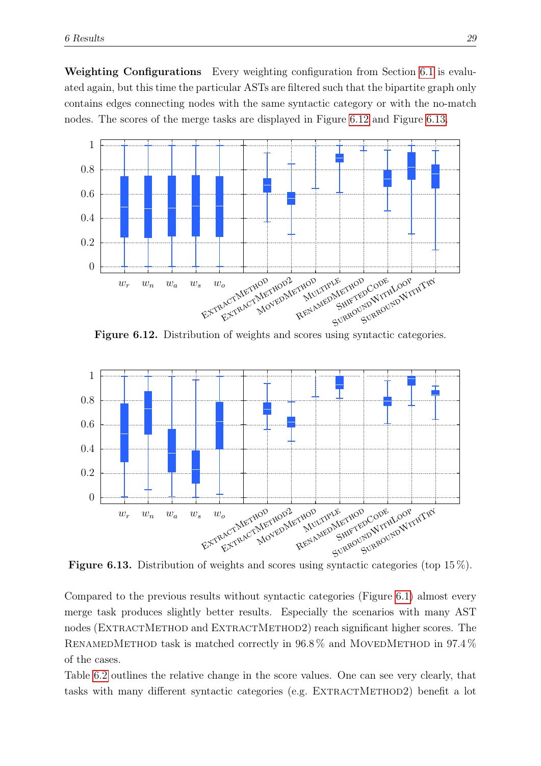**Weighting Configurations** Every weighting configuration from Section 6.1 is evaluated again, but this time the particular ASTs are filtered such that the bipartite graph only contains edges connecting nodes with the same syntactic category or with the no-match nodes. The scores of the merge tasks are displayed in Figure 6.12 and Figure 6.13.

**Figure 6.12.** Distribution of weights and scores using syntactic categories.

**Figure 6.13.** Distribution of weights and scores using syntactic categories (top 15 %).

Compared to the previous results without syntactic categories (Figure 6.1) almost every merge task produces slightly better results. Especially the scenarios with many AST nodes (ExtractMethod and ExtractMethod2) reach significant higher scores. The RenamedMethod task is matched correctly in 96.8 % and MovedMethod in 97.4 % of the cases.

Table 6.2 outlines the relative change in the score values. One can see very clearly, that tasks with many different syntactic categories (e.g. ExtractMethod2) benefit a lot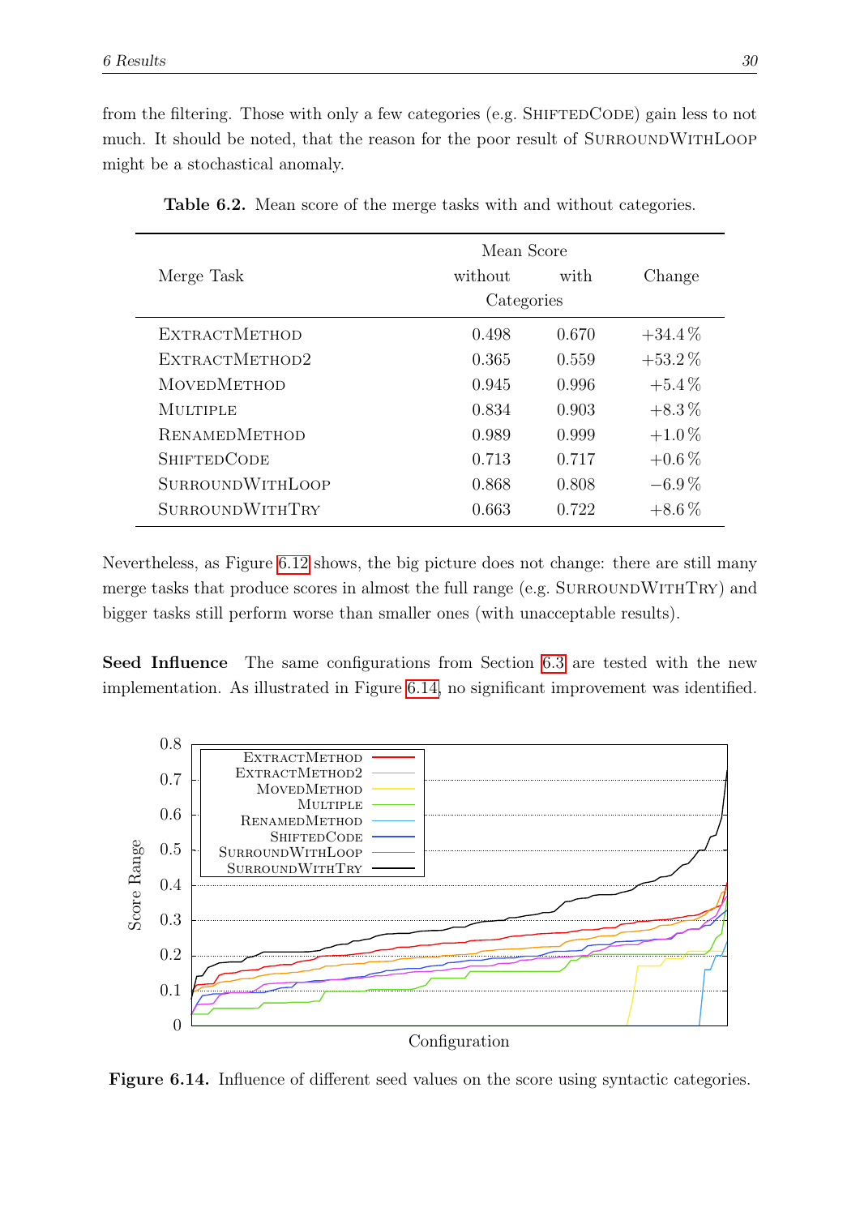from the filtering. Those with only a few categories (e.g. ShiftedCode) gain less to not much. It should be noted, that the reason for the poor result of SurroundWithLoop might be a stochastical anomaly.

**Table 6.2.** Mean score of the merge tasks with and without categories.

| Merge Task | Mean Score without Categories | Mean Score with Categories | Change |
|---|---|---|---|
| ExtractMethod | 0.498 | 0.670 | +34.4 % |
| ExtractMethod2 | 0.365 | 0.559 | +53.2 % |
| MovedMethod | 0.945 | 0.996 | +5.4 % |
| Multiple | 0.834 | 0.903 | +8.3 % |
| RenamedMethod | 0.989 | 0.999 | +1.0 % |
| ShiftedCode | 0.713 | 0.717 | +0.6 % |
| SurroundWithLoop | 0.868 | 0.808 | −6.9 % |
| SurroundWithTry | 0.663 | 0.722 | +8.6 % |

Nevertheless, as Figure 6.12 shows, the big picture does not change: there are still many merge tasks that produce scores in almost the full range (e.g. SurroundWithTry) and bigger tasks still perform worse than smaller ones (with unacceptable results).

**Seed Influence** The same configurations from Section 6.3 are tested with the new implementation. As illustrated in Figure 6.14, no significant improvement was identified.

**Figure 6.14.** Influence of different seed values on the score using syntactic categories.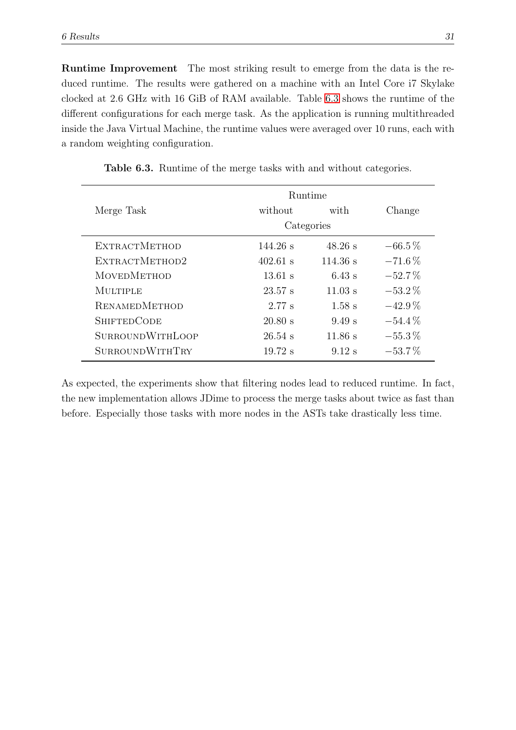**Runtime Improvement** The most striking result to emerge from the data is the reduced runtime. The results were gathered on a machine with an Intel Core i7 Skylake clocked at 2.6 GHz with 16 GiB of RAM available. Table 6.3 shows the runtime of the different configurations for each merge task. As the application is running multithreaded inside the Java Virtual Machine, the runtime values were averaged over 10 runs, each with a random weighting configuration.

**Table 6.3.** Runtime of the merge tasks with and without categories.

| Merge Task | Runtime without Categories | Runtime with Categories | Change |
|---|---|---|---|
| ExtractMethod | 144.26 s | 48.26 s | −66.5 % |
| ExtractMethod2 | 402.61 s | 114.36 s | −71.6 % |
| MovedMethod | 13.61 s | 6.43 s | −52.7 % |
| Multiple | 23.57 s | 11.03 s | −53.2 % |
| RenamedMethod | 2.77 s | 1.58 s | −42.9 % |
| ShiftedCode | 20.80 s | 9.49 s | −54.4 % |
| SurroundWithLoop | 26.54 s | 11.86 s | −55.3 % |
| SurroundWithTry | 19.72 s | 9.12 s | −53.7 % |

As expected, the experiments show that filtering nodes lead to reduced runtime. In fact, the new implementation allows JDime to process the merge tasks about twice as fast than before. Especially those tasks with more nodes in the ASTs take drastically less time.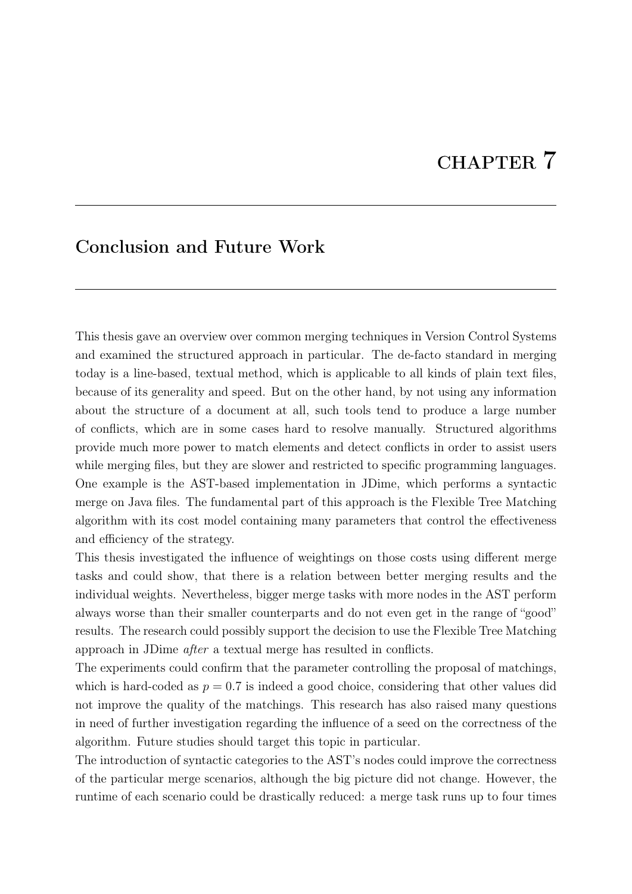# CHAPTER 7

## Conclusion and Future Work

This thesis gave an overview over common merging techniques in Version Control Systems and examined the structured approach in particular. The de-facto standard in merging today is a line-based, textual method, which is applicable to all kinds of plain text files, because of its generality and speed. But on the other hand, by not using any information about the structure of a document at all, such tools tend to produce a large number of conflicts, which are in some cases hard to resolve manually. Structured algorithms provide much more power to match elements and detect conflicts in order to assist users while merging files, but they are slower and restricted to specific programming languages. One example is the AST-based implementation in JDime, which performs a syntactic merge on Java files. The fundamental part of this approach is the Flexible Tree Matching algorithm with its cost model containing many parameters that control the effectiveness and efficiency of the strategy.

This thesis investigated the influence of weightings on those costs using different merge tasks and could show, that there is a relation between better merging results and the individual weights. Nevertheless, bigger merge tasks with more nodes in the AST perform always worse than their smaller counterparts and do not even get in the range of "good" results. The research could possibly support the decision to use the Flexible Tree Matching approach in JDime *after* a textual merge has resulted in conflicts.

The experiments could confirm that the parameter controlling the proposal of matchings, which is hard-coded as $p = 0.7$ is indeed a good choice, considering that other values did not improve the quality of the matchings. This research has also raised many questions in need of further investigation regarding the influence of a seed on the correctness of the algorithm. Future studies should target this topic in particular.

The introduction of syntactic categories to the AST's nodes could improve the correctness of the particular merge scenarios, although the big picture did not change. However, the runtime of each scenario could be drastically reduced: a merge task runs up to four times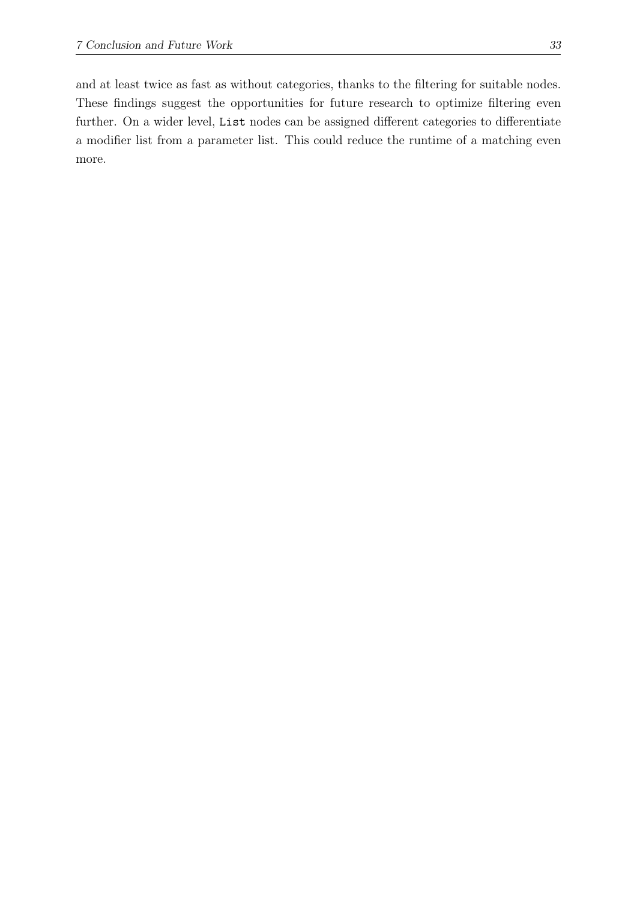and at least twice as fast as without categories, thanks to the filtering for suitable nodes. These findings suggest the opportunities for future research to optimize filtering even further. On a wider level, `List` nodes can be assigned different categories to differentiate a modifier list from a parameter list. This could reduce the runtime of a matching even more.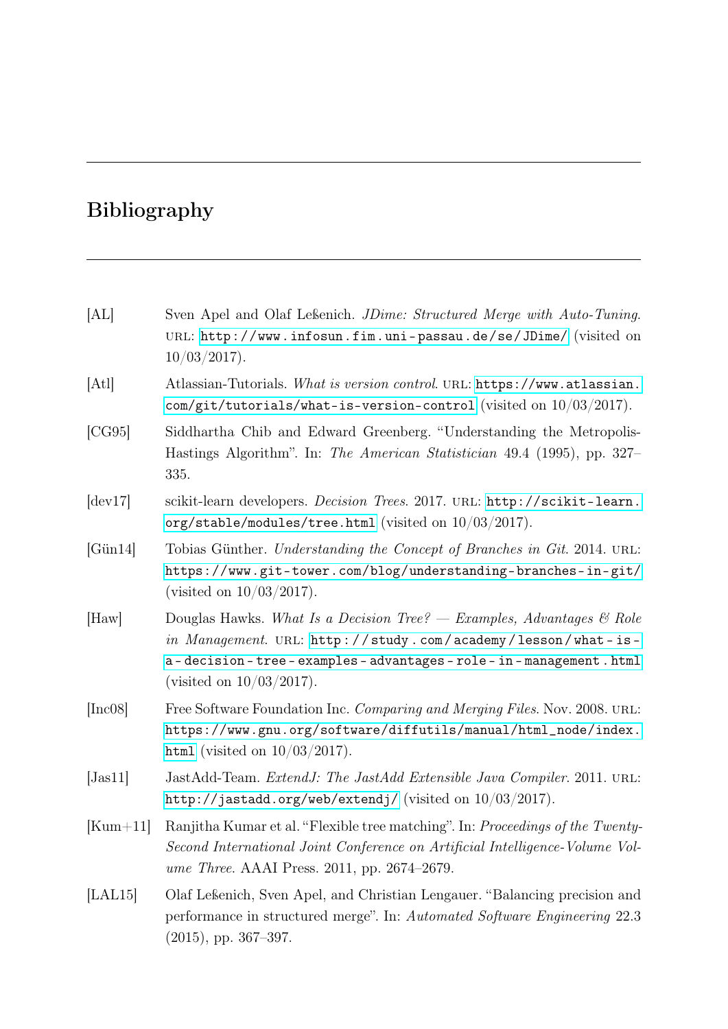# Bibliography

[AL] Sven Apel and Olaf Leßenich. *JDime: Structured Merge with Auto-Tuning*. URL: http://www.infosun.fim.uni-passau.de/se/JDime/ (visited on 10/03/2017).

[Atl] Atlassian-Tutorials. *What is version control*. URL: https://www.atlassian.com/git/tutorials/what-is-version-control (visited on 10/03/2017).

[CG95] Siddhartha Chib and Edward Greenberg. "Understanding the Metropolis-Hastings Algorithm". In: *The American Statistician* 49.4 (1995), pp. 327–335.

[dev17] scikit-learn developers. *Decision Trees*. 2017. URL: http://scikit-learn.org/stable/modules/tree.html (visited on 10/03/2017).

[Gün14] Tobias Günther. *Understanding the Concept of Branches in Git*. 2014. URL: https://www.git-tower.com/blog/understanding-branches-in-git/ (visited on 10/03/2017).

[Haw] Douglas Hawks. *What Is a Decision Tree? — Examples, Advantages & Role in Management*. URL: http://study.com/academy/lesson/what-is-a-decision-tree-examples-advantages-role-in-management.html (visited on 10/03/2017).

[Inc08] Free Software Foundation Inc. *Comparing and Merging Files*. Nov. 2008. URL: https://www.gnu.org/software/diffutils/manual/html_node/index.html (visited on 10/03/2017).

[Jas11] JastAdd-Team. *ExtendJ: The JastAdd Extensible Java Compiler*. 2011. URL: http://jastadd.org/web/extendj/ (visited on 10/03/2017).

[Kum+11] Ranjitha Kumar et al. "Flexible tree matching". In: *Proceedings of the Twenty-Second International Joint Conference on Artificial Intelligence-Volume Volume Three*. AAAI Press. 2011, pp. 2674–2679.

[LAL15] Olaf Leßenich, Sven Apel, and Christian Lengauer. "Balancing precision and performance in structured merge". In: *Automated Software Engineering* 22.3 (2015), pp. 367–397.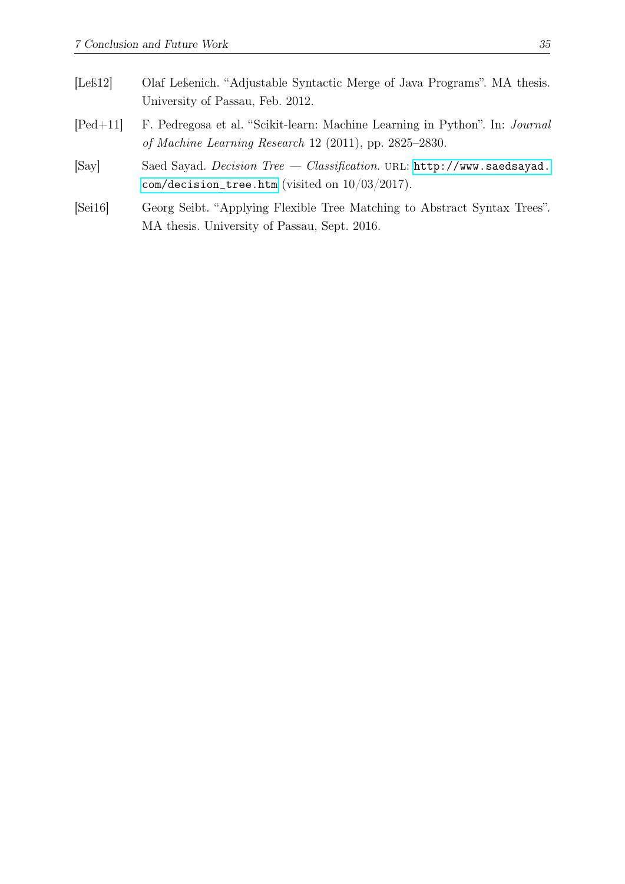[Leß12] Olaf Leßenich. "Adjustable Syntactic Merge of Java Programs". MA thesis. University of Passau, Feb. 2012.

[Ped+11] F. Pedregosa et al. "Scikit-learn: Machine Learning in Python". In: *Journal of Machine Learning Research* 12 (2011), pp. 2825–2830.

[Say] Saed Sayad. *Decision Tree — Classification*. URL: `http://www.saedsayad.com/decision_tree.htm` (visited on 10/03/2017).

[Sei16] Georg Seibt. "Applying Flexible Tree Matching to Abstract Syntax Trees". MA thesis. University of Passau, Sept. 2016.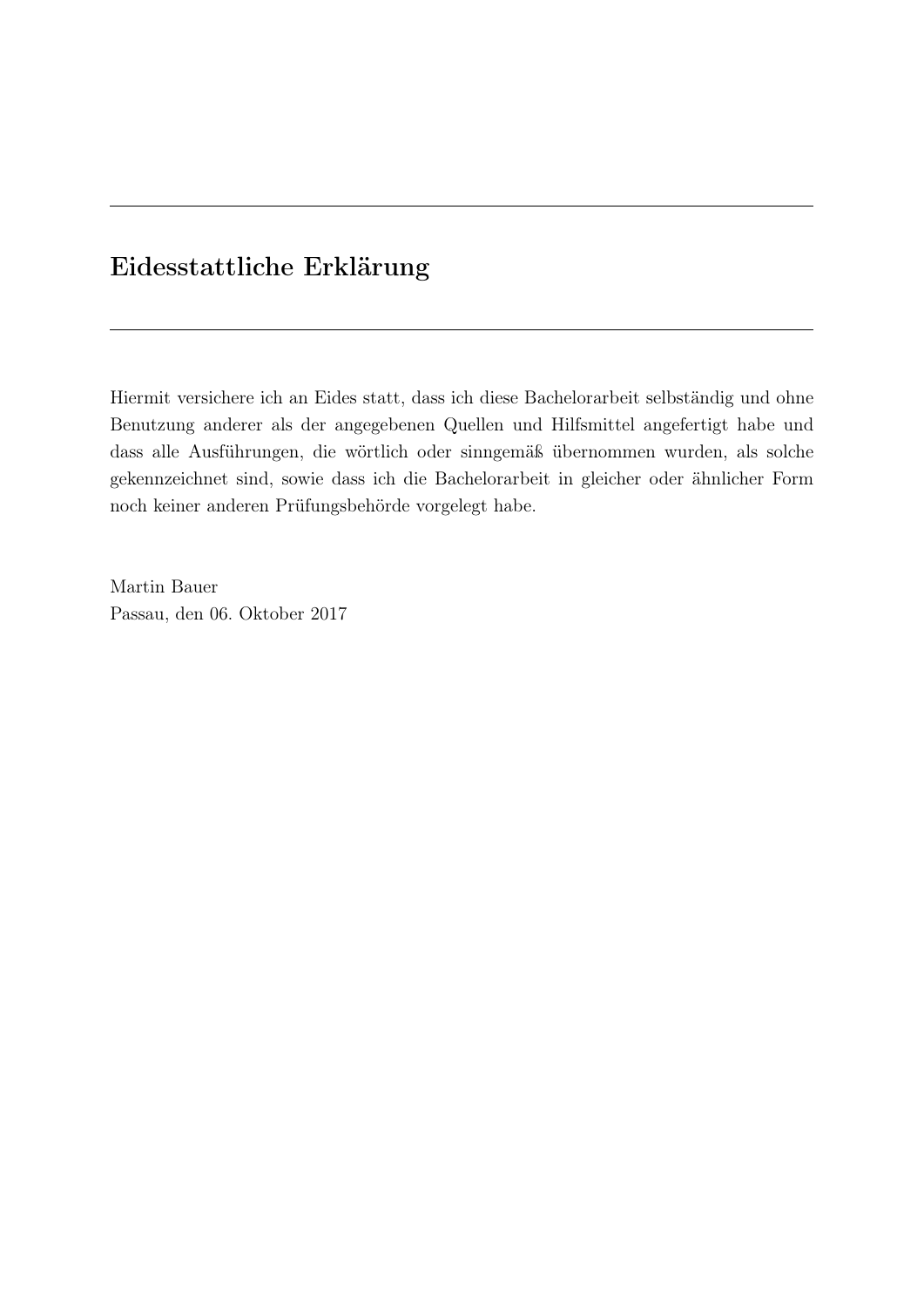# Eidesstattliche Erklärung

Hiermit versichere ich an Eides statt, dass ich diese Bachelorarbeit selbständig und ohne Benutzung anderer als der angegebenen Quellen und Hilfsmittel angefertigt habe und dass alle Ausführungen, die wörtlich oder sinngemäß übernommen wurden, als solche gekennzeichnet sind, sowie dass ich die Bachelorarbeit in gleicher oder ähnlicher Form noch keiner anderen Prüfungsbehörde vorgelegt habe.

Martin Bauer
Passau, den 06. Oktober 2017